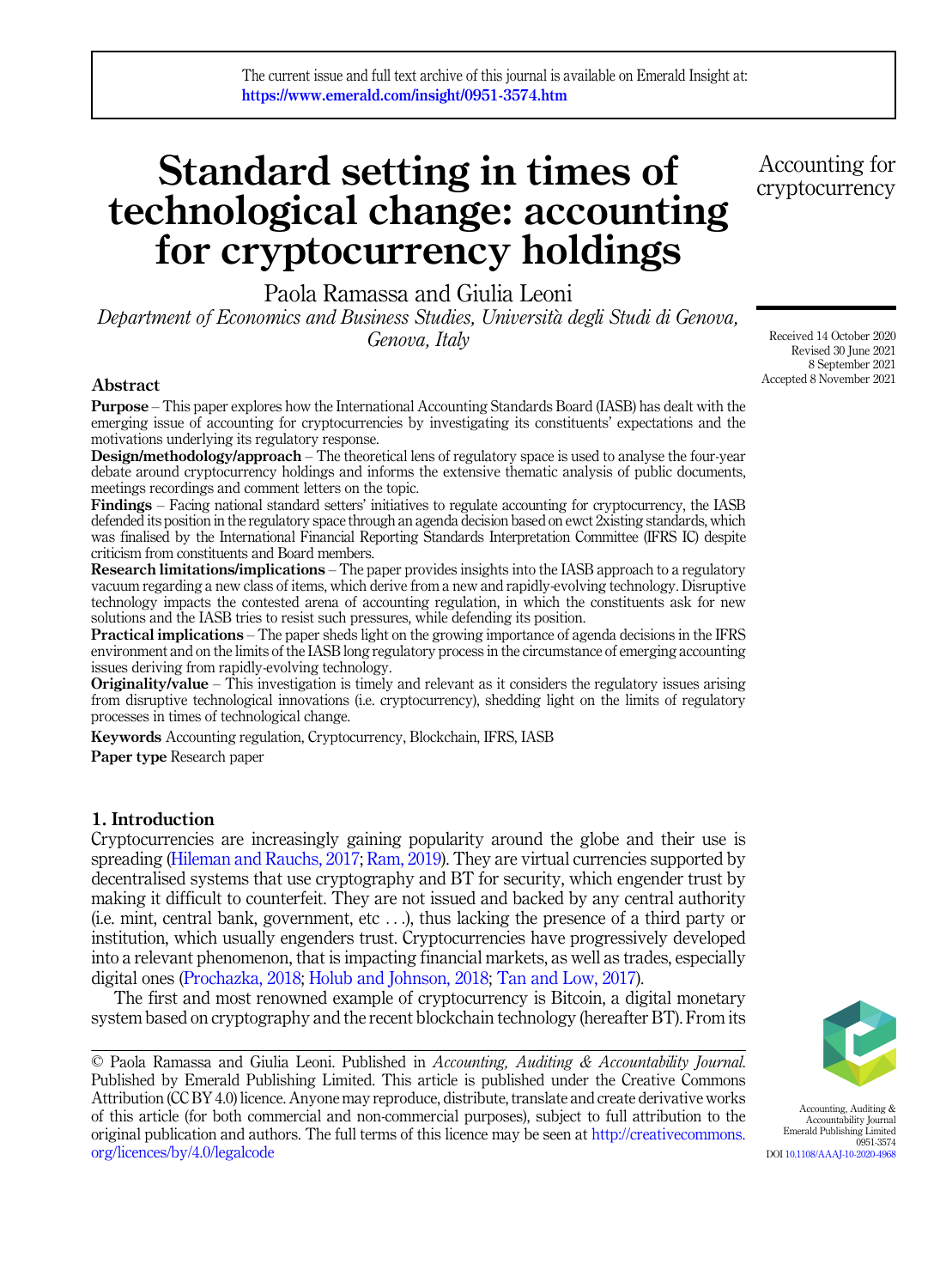The current issue and full text archive of this journal is available on Emerald Insight at: https://www.emerald.com/insight/0951-3574.htm

# Standard setting in times of technological change: accounting for cryptocurrency holdings

Paola Ramassa and Giulia Leoni

*Department of Economics and Business Studies, Università degli Studi di Genova, Genova, Italy*

Received 14 October 2020
Revised 30 June 2021
8 September 2021
Accepted 8 November 2021

## Abstract

**Purpose** – This paper explores how the International Accounting Standards Board (IASB) has dealt with the emerging issue of accounting for cryptocurrencies by investigating its constituents' expectations and the motivations underlying its regulatory response.

**Design/methodology/approach** – The theoretical lens of regulatory space is used to analyse the four-year debate around cryptocurrency holdings and informs the extensive thematic analysis of public documents, meetings recordings and comment letters on the topic.

**Findings** – Facing national standard setters' initiatives to regulate accounting for cryptocurrency, the IASB defended its position in the regulatory space through an agenda decision based on ewct 2xisting standards, which was finalised by the International Financial Reporting Standards Interpretation Committee (IFRS IC) despite criticism from constituents and Board members.

**Research limitations/implications** – The paper provides insights into the IASB approach to a regulatory vacuum regarding a new class of items, which derive from a new and rapidly-evolving technology. Disruptive technology impacts the contested arena of accounting regulation, in which the constituents ask for new solutions and the IASB tries to resist such pressures, while defending its position.

**Practical implications** – The paper sheds light on the growing importance of agenda decisions in the IFRS environment and on the limits of the IASB long regulatory process in the circumstance of emerging accounting issues deriving from rapidly-evolving technology.

**Originality/value** – This investigation is timely and relevant as it considers the regulatory issues arising from disruptive technological innovations (i.e. cryptocurrency), shedding light on the limits of regulatory processes in times of technological change.

**Keywords** Accounting regulation, Cryptocurrency, Blockchain, IFRS, IASB

**Paper type** Research paper

## 1. Introduction

Cryptocurrencies are increasingly gaining popularity around the globe and their use is spreading (Hileman and Rauchs, 2017; Ram, 2019). They are virtual currencies supported by decentralised systems that use cryptography and BT for security, which engender trust by making it difficult to counterfeit. They are not issued and backed by any central authority (i.e. mint, central bank, government, etc . . .), thus lacking the presence of a third party or institution, which usually engenders trust. Cryptocurrencies have progressively developed into a relevant phenomenon, that is impacting financial markets, as well as trades, especially digital ones (Prochazka, 2018; Holub and Johnson, 2018; Tan and Low, 2017).

The first and most renowned example of cryptocurrency is Bitcoin, a digital monetary system based on cryptography and the recent blockchain technology (hereafter BT). From its

© Paola Ramassa and Giulia Leoni. Published in *Accounting, Auditing & Accountability Journal*. Published by Emerald Publishing Limited. This article is published under the Creative Commons Attribution (CC BY 4.0) licence. Anyone may reproduce, distribute, translate and create derivative works of this article (for both commercial and non-commercial purposes), subject to full attribution to the original publication and authors. The full terms of this licence may be seen at http://creativecommons.org/licences/by/4.0/legalcode

Accounting, Auditing & Accountability Journal
Emerald Publishing Limited
0951-3574
DOI 10.1108/AAAJ-10-2020-4968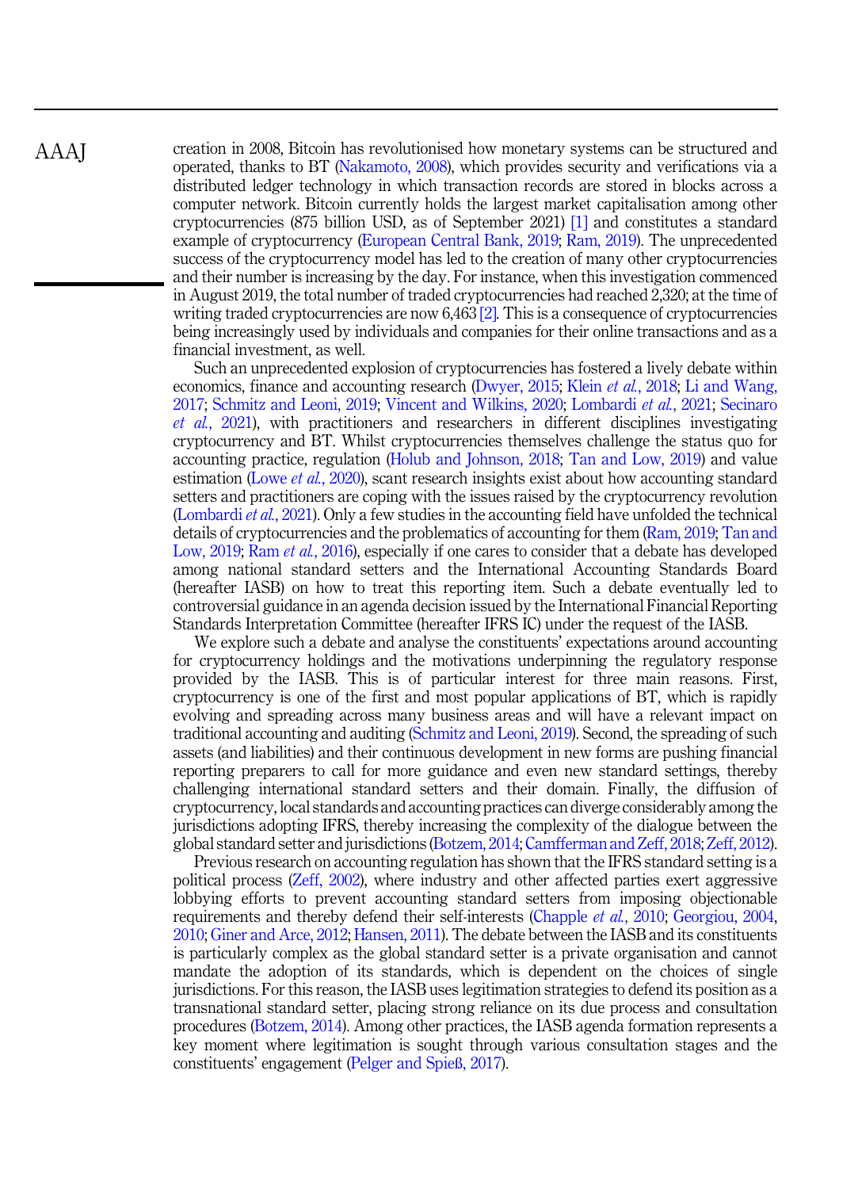creation in 2008, Bitcoin has revolutionised how monetary systems can be structured and operated, thanks to BT (Nakamoto, 2008), which provides security and verifications via a distributed ledger technology in which transaction records are stored in blocks across a computer network. Bitcoin currently holds the largest market capitalisation among other cryptocurrencies (875 billion USD, as of September 2021) [1] and constitutes a standard example of cryptocurrency (European Central Bank, 2019; Ram, 2019). The unprecedented success of the cryptocurrency model has led to the creation of many other cryptocurrencies and their number is increasing by the day. For instance, when this investigation commenced in August 2019, the total number of traded cryptocurrencies had reached 2,320; at the time of writing traded cryptocurrencies are now 6,463 [2]. This is a consequence of cryptocurrencies being increasingly used by individuals and companies for their online transactions and as a financial investment, as well.

Such an unprecedented explosion of cryptocurrencies has fostered a lively debate within economics, finance and accounting research (Dwyer, 2015; Klein *et al.*, 2018; Li and Wang, 2017; Schmitz and Leoni, 2019; Vincent and Wilkins, 2020; Lombardi *et al.*, 2021; Secinaro *et al.*, 2021), with practitioners and researchers in different disciplines investigating cryptocurrency and BT. Whilst cryptocurrencies themselves challenge the status quo for accounting practice, regulation (Holub and Johnson, 2018; Tan and Low, 2019) and value estimation (Lowe *et al.*, 2020), scant research insights exist about how accounting standard setters and practitioners are coping with the issues raised by the cryptocurrency revolution (Lombardi *et al.*, 2021). Only a few studies in the accounting field have unfolded the technical details of cryptocurrencies and the problematics of accounting for them (Ram, 2019; Tan and Low, 2019; Ram *et al.*, 2016), especially if one cares to consider that a debate has developed among national standard setters and the International Accounting Standards Board (hereafter IASB) on how to treat this reporting item. Such a debate eventually led to controversial guidance in an agenda decision issued by the International Financial Reporting Standards Interpretation Committee (hereafter IFRS IC) under the request of the IASB.

We explore such a debate and analyse the constituents' expectations around accounting for cryptocurrency holdings and the motivations underpinning the regulatory response provided by the IASB. This is of particular interest for three main reasons. First, cryptocurrency is one of the first and most popular applications of BT, which is rapidly evolving and spreading across many business areas and will have a relevant impact on traditional accounting and auditing (Schmitz and Leoni, 2019). Second, the spreading of such assets (and liabilities) and their continuous development in new forms are pushing financial reporting preparers to call for more guidance and even new standard settings, thereby challenging international standard setters and their domain. Finally, the diffusion of cryptocurrency, local standards and accounting practices can diverge considerably among the jurisdictions adopting IFRS, thereby increasing the complexity of the dialogue between the global standard setter and jurisdictions (Botzem, 2014; Camfferman and Zeff, 2018; Zeff, 2012).

Previous research on accounting regulation has shown that the IFRS standard setting is a political process (Zeff, 2002), where industry and other affected parties exert aggressive lobbying efforts to prevent accounting standard setters from imposing objectionable requirements and thereby defend their self-interests (Chapple *et al.*, 2010; Georgiou, 2004, 2010; Giner and Arce, 2012; Hansen, 2011). The debate between the IASB and its constituents is particularly complex as the global standard setter is a private organisation and cannot mandate the adoption of its standards, which is dependent on the choices of single jurisdictions. For this reason, the IASB uses legitimation strategies to defend its position as a transnational standard setter, placing strong reliance on its due process and consultation procedures (Botzem, 2014). Among other practices, the IASB agenda formation represents a key moment where legitimation is sought through various consultation stages and the constituents' engagement (Pelger and Spieß, 2017).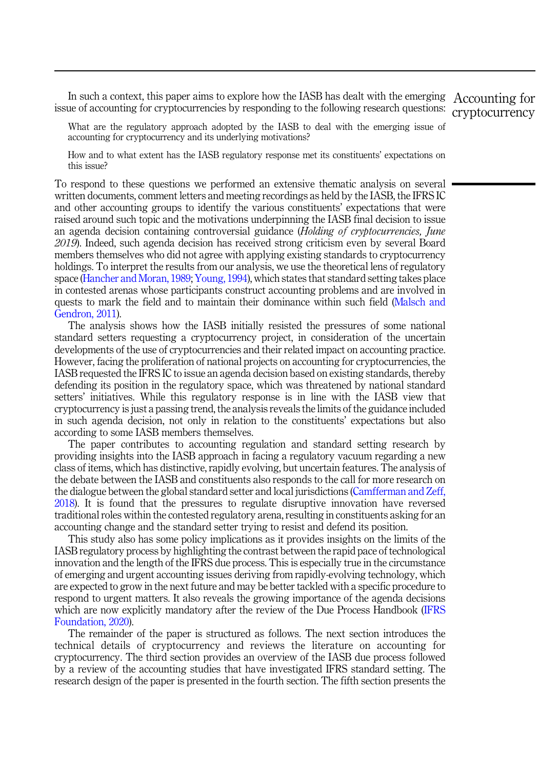In such a context, this paper aims to explore how the IASB has dealt with the emerging issue of accounting for cryptocurrencies by responding to the following research questions:

> What are the regulatory approach adopted by the IASB to deal with the emerging issue of accounting for cryptocurrency and its underlying motivations?

> How and to what extent has the IASB regulatory response met its constituents' expectations on this issue?

To respond to these questions we performed an extensive thematic analysis on several written documents, comment letters and meeting recordings as held by the IASB, the IFRS IC and other accounting groups to identify the various constituents' expectations that were raised around such topic and the motivations underpinning the IASB final decision to issue an agenda decision containing controversial guidance (*Holding of cryptocurrencies, June 2019*). Indeed, such agenda decision has received strong criticism even by several Board members themselves who did not agree with applying existing standards to cryptocurrency holdings. To interpret the results from our analysis, we use the theoretical lens of regulatory space (Hancher and Moran, 1989; Young, 1994), which states that standard setting takes place in contested arenas whose participants construct accounting problems and are involved in quests to mark the field and to maintain their dominance within such field (Malsch and Gendron, 2011).

The analysis shows how the IASB initially resisted the pressures of some national standard setters requesting a cryptocurrency project, in consideration of the uncertain developments of the use of cryptocurrencies and their related impact on accounting practice. However, facing the proliferation of national projects on accounting for cryptocurrencies, the IASB requested the IFRS IC to issue an agenda decision based on existing standards, thereby defending its position in the regulatory space, which was threatened by national standard setters' initiatives. While this regulatory response is in line with the IASB view that cryptocurrency is just a passing trend, the analysis reveals the limits of the guidance included in such agenda decision, not only in relation to the constituents' expectations but also according to some IASB members themselves.

The paper contributes to accounting regulation and standard setting research by providing insights into the IASB approach in facing a regulatory vacuum regarding a new class of items, which has distinctive, rapidly evolving, but uncertain features. The analysis of the debate between the IASB and constituents also responds to the call for more research on the dialogue between the global standard setter and local jurisdictions (Camfferman and Zeff, 2018). It is found that the pressures to regulate disruptive innovation have reversed traditional roles within the contested regulatory arena, resulting in constituents asking for an accounting change and the standard setter trying to resist and defend its position.

This study also has some policy implications as it provides insights on the limits of the IASB regulatory process by highlighting the contrast between the rapid pace of technological innovation and the length of the IFRS due process. This is especially true in the circumstance of emerging and urgent accounting issues deriving from rapidly-evolving technology, which are expected to grow in the next future and may be better tackled with a specific procedure to respond to urgent matters. It also reveals the growing importance of the agenda decisions which are now explicitly mandatory after the review of the Due Process Handbook (IFRS Foundation, 2020).

The remainder of the paper is structured as follows. The next section introduces the technical details of cryptocurrency and reviews the literature on accounting for cryptocurrency. The third section provides an overview of the IASB due process followed by a review of the accounting studies that have investigated IFRS standard setting. The research design of the paper is presented in the fourth section. The fifth section presents the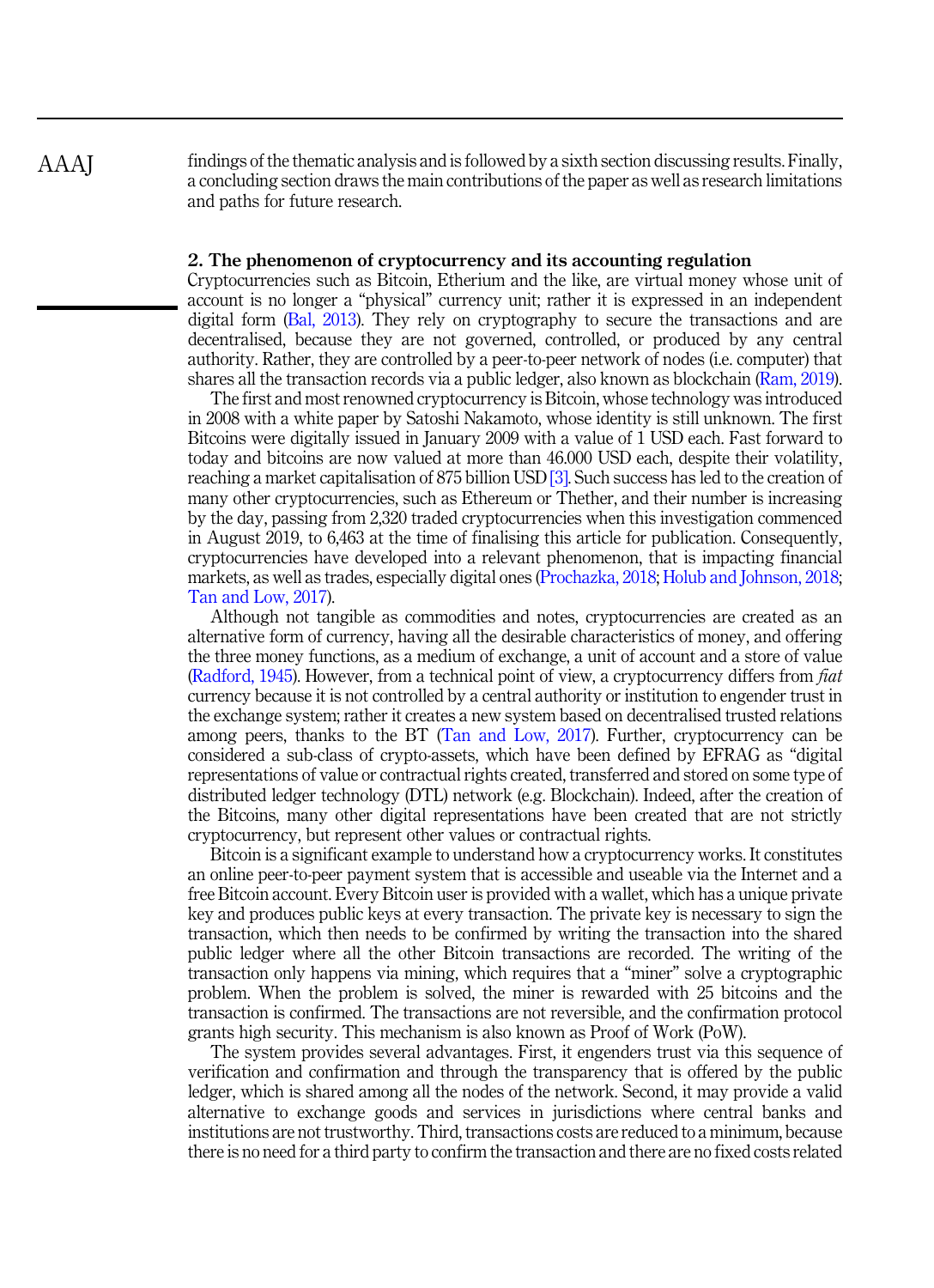findings of the thematic analysis and is followed by a sixth section discussing results. Finally, a concluding section draws the main contributions of the paper as well as research limitations and paths for future research.

## 2. The phenomenon of cryptocurrency and its accounting regulation

Cryptocurrencies such as Bitcoin, Etherium and the like, are virtual money whose unit of account is no longer a "physical" currency unit; rather it is expressed in an independent digital form (Bal, 2013). They rely on cryptography to secure the transactions and are decentralised, because they are not governed, controlled, or produced by any central authority. Rather, they are controlled by a peer-to-peer network of nodes (i.e. computer) that shares all the transaction records via a public ledger, also known as blockchain (Ram, 2019).

The first and most renowned cryptocurrency is Bitcoin, whose technology was introduced in 2008 with a white paper by Satoshi Nakamoto, whose identity is still unknown. The first Bitcoins were digitally issued in January 2009 with a value of 1 USD each. Fast forward to today and bitcoins are now valued at more than 46.000 USD each, despite their volatility, reaching a market capitalisation of 875 billion USD [3]. Such success has led to the creation of many other cryptocurrencies, such as Ethereum or Thether, and their number is increasing by the day, passing from 2,320 traded cryptocurrencies when this investigation commenced in August 2019, to 6,463 at the time of finalising this article for publication. Consequently, cryptocurrencies have developed into a relevant phenomenon, that is impacting financial markets, as well as trades, especially digital ones (Prochazka, 2018; Holub and Johnson, 2018; Tan and Low, 2017).

Although not tangible as commodities and notes, cryptocurrencies are created as an alternative form of currency, having all the desirable characteristics of money, and offering the three money functions, as a medium of exchange, a unit of account and a store of value (Radford, 1945). However, from a technical point of view, a cryptocurrency differs from *fiat* currency because it is not controlled by a central authority or institution to engender trust in the exchange system; rather it creates a new system based on decentralised trusted relations among peers, thanks to the BT (Tan and Low, 2017). Further, cryptocurrency can be considered a sub-class of crypto-assets, which have been defined by EFRAG as "digital representations of value or contractual rights created, transferred and stored on some type of distributed ledger technology (DTL) network (e.g. Blockchain). Indeed, after the creation of the Bitcoins, many other digital representations have been created that are not strictly cryptocurrency, but represent other values or contractual rights.

Bitcoin is a significant example to understand how a cryptocurrency works. It constitutes an online peer-to-peer payment system that is accessible and useable via the Internet and a free Bitcoin account. Every Bitcoin user is provided with a wallet, which has a unique private key and produces public keys at every transaction. The private key is necessary to sign the transaction, which then needs to be confirmed by writing the transaction into the shared public ledger where all the other Bitcoin transactions are recorded. The writing of the transaction only happens via mining, which requires that a "miner" solve a cryptographic problem. When the problem is solved, the miner is rewarded with 25 bitcoins and the transaction is confirmed. The transactions are not reversible, and the confirmation protocol grants high security. This mechanism is also known as Proof of Work (PoW).

The system provides several advantages. First, it engenders trust via this sequence of verification and confirmation and through the transparency that is offered by the public ledger, which is shared among all the nodes of the network. Second, it may provide a valid alternative to exchange goods and services in jurisdictions where central banks and institutions are not trustworthy. Third, transactions costs are reduced to a minimum, because there is no need for a third party to confirm the transaction and there are no fixed costs related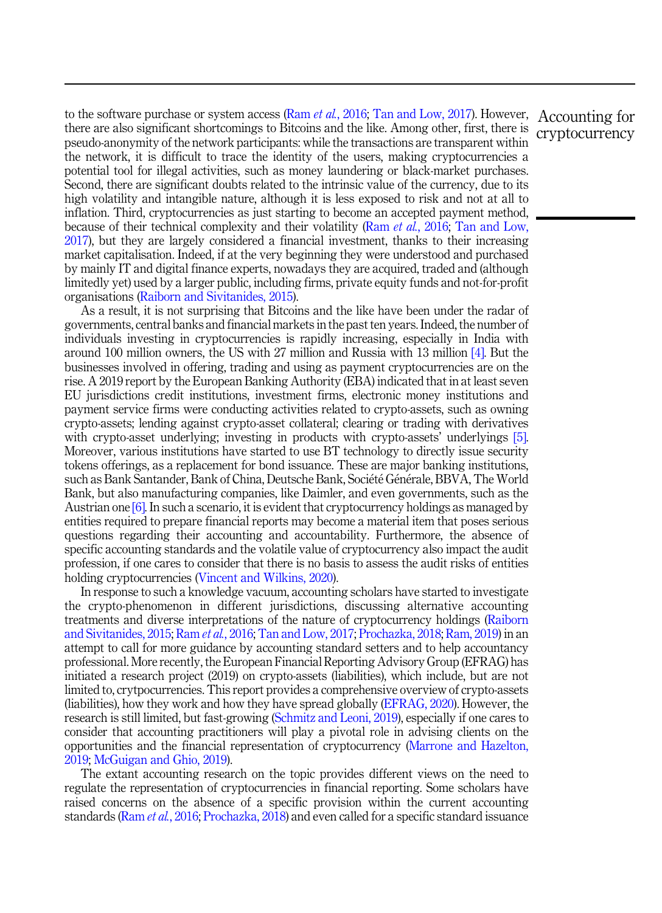to the software purchase or system access (Ram *et al.*, 2016; Tan and Low, 2017). However, there are also significant shortcomings to Bitcoins and the like. Among other, first, there is pseudo-anonymity of the network participants: while the transactions are transparent within the network, it is difficult to trace the identity of the users, making cryptocurrencies a potential tool for illegal activities, such as money laundering or black-market purchases. Second, there are significant doubts related to the intrinsic value of the currency, due to its high volatility and intangible nature, although it is less exposed to risk and not at all to inflation. Third, cryptocurrencies as just starting to become an accepted payment method, because of their technical complexity and their volatility (Ram *et al.*, 2016; Tan and Low, 2017), but they are largely considered a financial investment, thanks to their increasing market capitalisation. Indeed, if at the very beginning they were understood and purchased by mainly IT and digital finance experts, nowadays they are acquired, traded and (although limitedly yet) used by a larger public, including firms, private equity funds and not-for-profit organisations (Raiborn and Sivitanides, 2015).

As a result, it is not surprising that Bitcoins and the like have been under the radar of governments, central banks and financial markets in the past ten years. Indeed, the number of individuals investing in cryptocurrencies is rapidly increasing, especially in India with around 100 million owners, the US with 27 million and Russia with 13 million [4]. But the businesses involved in offering, trading and using as payment cryptocurrencies are on the rise. A 2019 report by the European Banking Authority (EBA) indicated that in at least seven EU jurisdictions credit institutions, investment firms, electronic money institutions and payment service firms were conducting activities related to crypto-assets, such as owning crypto-assets; lending against crypto-asset collateral; clearing or trading with derivatives with crypto-asset underlying; investing in products with crypto-assets' underlyings [5]. Moreover, various institutions have started to use BT technology to directly issue security tokens offerings, as a replacement for bond issuance. These are major banking institutions, such as Bank Santander, Bank of China, Deutsche Bank, Société Générale, BBVA, The World Bank, but also manufacturing companies, like Daimler, and even governments, such as the Austrian one [6]. In such a scenario, it is evident that cryptocurrency holdings as managed by entities required to prepare financial reports may become a material item that poses serious questions regarding their accounting and accountability. Furthermore, the absence of specific accounting standards and the volatile value of cryptocurrency also impact the audit profession, if one cares to consider that there is no basis to assess the audit risks of entities holding cryptocurrencies (Vincent and Wilkins, 2020).

In response to such a knowledge vacuum, accounting scholars have started to investigate the crypto-phenomenon in different jurisdictions, discussing alternative accounting treatments and diverse interpretations of the nature of cryptocurrency holdings (Raiborn and Sivitanides, 2015; Ram *et al.*, 2016; Tan and Low, 2017; Prochazka, 2018; Ram, 2019) in an attempt to call for more guidance by accounting standard setters and to help accountancy professional. More recently, the European Financial Reporting Advisory Group (EFRAG) has initiated a research project (2019) on crypto-assets (liabilities), which include, but are not limited to, crytpocurrencies. This report provides a comprehensive overview of crypto-assets (liabilities), how they work and how they have spread globally (EFRAG, 2020). However, the research is still limited, but fast-growing (Schmitz and Leoni, 2019), especially if one cares to consider that accounting practitioners will play a pivotal role in advising clients on the opportunities and the financial representation of cryptocurrency (Marrone and Hazelton, 2019; McGuigan and Ghio, 2019).

The extant accounting research on the topic provides different views on the need to regulate the representation of cryptocurrencies in financial reporting. Some scholars have raised concerns on the absence of a specific provision within the current accounting standards (Ram *et al.*, 2016; Prochazka, 2018) and even called for a specific standard issuance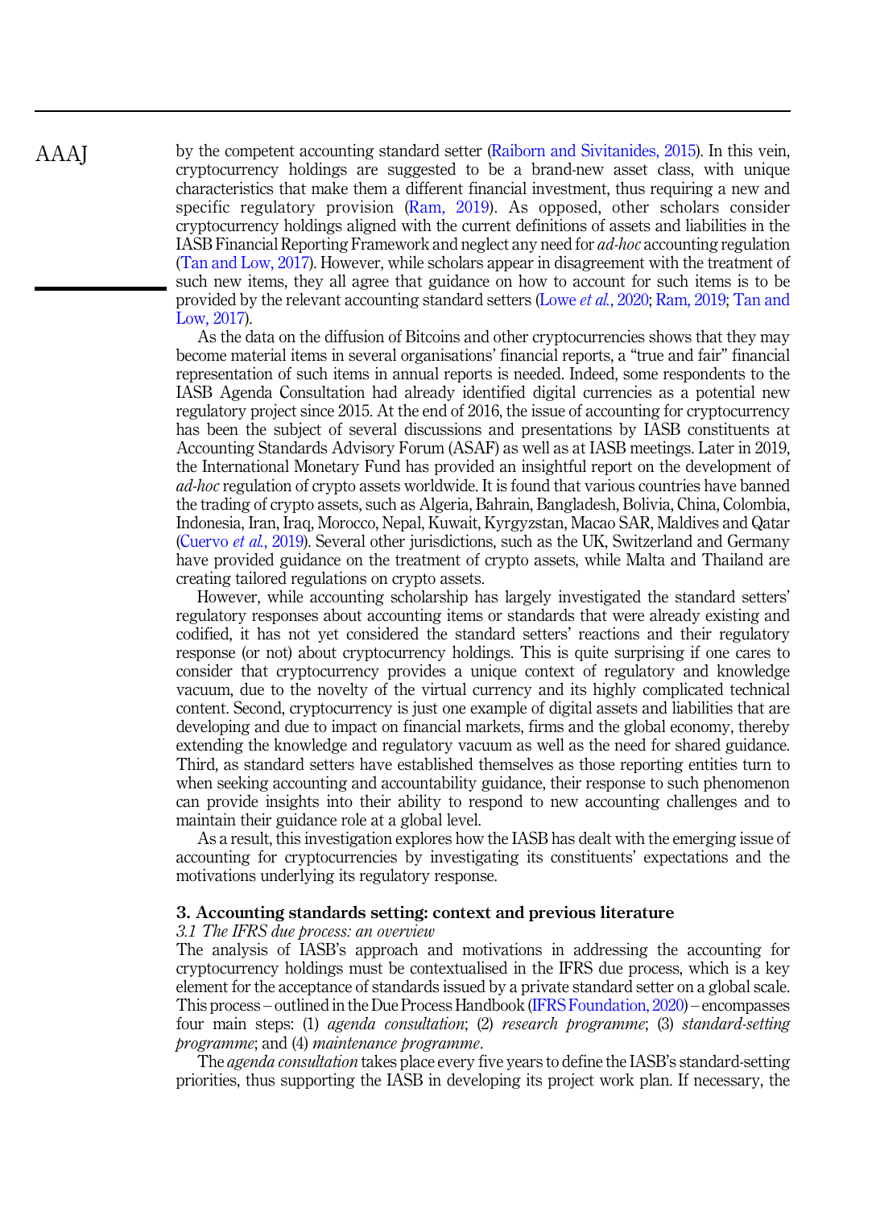by the competent accounting standard setter (Raiborn and Sivitanides, 2015). In this vein, cryptocurrency holdings are suggested to be a brand-new asset class, with unique characteristics that make them a different financial investment, thus requiring a new and specific regulatory provision (Ram, 2019). As opposed, other scholars consider cryptocurrency holdings aligned with the current definitions of assets and liabilities in the IASB Financial Reporting Framework and neglect any need for *ad-hoc* accounting regulation (Tan and Low, 2017). However, while scholars appear in disagreement with the treatment of such new items, they all agree that guidance on how to account for such items is to be provided by the relevant accounting standard setters (Lowe *et al.*, 2020; Ram, 2019; Tan and Low, 2017).

As the data on the diffusion of Bitcoins and other cryptocurrencies shows that they may become material items in several organisations' financial reports, a "true and fair" financial representation of such items in annual reports is needed. Indeed, some respondents to the IASB Agenda Consultation had already identified digital currencies as a potential new regulatory project since 2015. At the end of 2016, the issue of accounting for cryptocurrency has been the subject of several discussions and presentations by IASB constituents at Accounting Standards Advisory Forum (ASAF) as well as at IASB meetings. Later in 2019, the International Monetary Fund has provided an insightful report on the development of *ad-hoc* regulation of crypto assets worldwide. It is found that various countries have banned the trading of crypto assets, such as Algeria, Bahrain, Bangladesh, Bolivia, China, Colombia, Indonesia, Iran, Iraq, Morocco, Nepal, Kuwait, Kyrgyzstan, Macao SAR, Maldives and Qatar (Cuervo *et al.*, 2019). Several other jurisdictions, such as the UK, Switzerland and Germany have provided guidance on the treatment of crypto assets, while Malta and Thailand are creating tailored regulations on crypto assets.

However, while accounting scholarship has largely investigated the standard setters' regulatory responses about accounting items or standards that were already existing and codified, it has not yet considered the standard setters' reactions and their regulatory response (or not) about cryptocurrency holdings. This is quite surprising if one cares to consider that cryptocurrency provides a unique context of regulatory and knowledge vacuum, due to the novelty of the virtual currency and its highly complicated technical content. Second, cryptocurrency is just one example of digital assets and liabilities that are developing and due to impact on financial markets, firms and the global economy, thereby extending the knowledge and regulatory vacuum as well as the need for shared guidance. Third, as standard setters have established themselves as those reporting entities turn to when seeking accounting and accountability guidance, their response to such phenomenon can provide insights into their ability to respond to new accounting challenges and to maintain their guidance role at a global level.

As a result, this investigation explores how the IASB has dealt with the emerging issue of accounting for cryptocurrencies by investigating its constituents' expectations and the motivations underlying its regulatory response.

## 3. Accounting standards setting: context and previous literature

### 3.1 The IFRS due process: an overview

The analysis of IASB's approach and motivations in addressing the accounting for cryptocurrency holdings must be contextualised in the IFRS due process, which is a key element for the acceptance of standards issued by a private standard setter on a global scale. This process – outlined in the Due Process Handbook (IFRS Foundation, 2020) – encompasses four main steps: (1) *agenda consultation*; (2) *research programme*; (3) *standard-setting programme*; and (4) *maintenance programme*.

The *agenda consultation* takes place every five years to define the IASB's standard-setting priorities, thus supporting the IASB in developing its project work plan. If necessary, the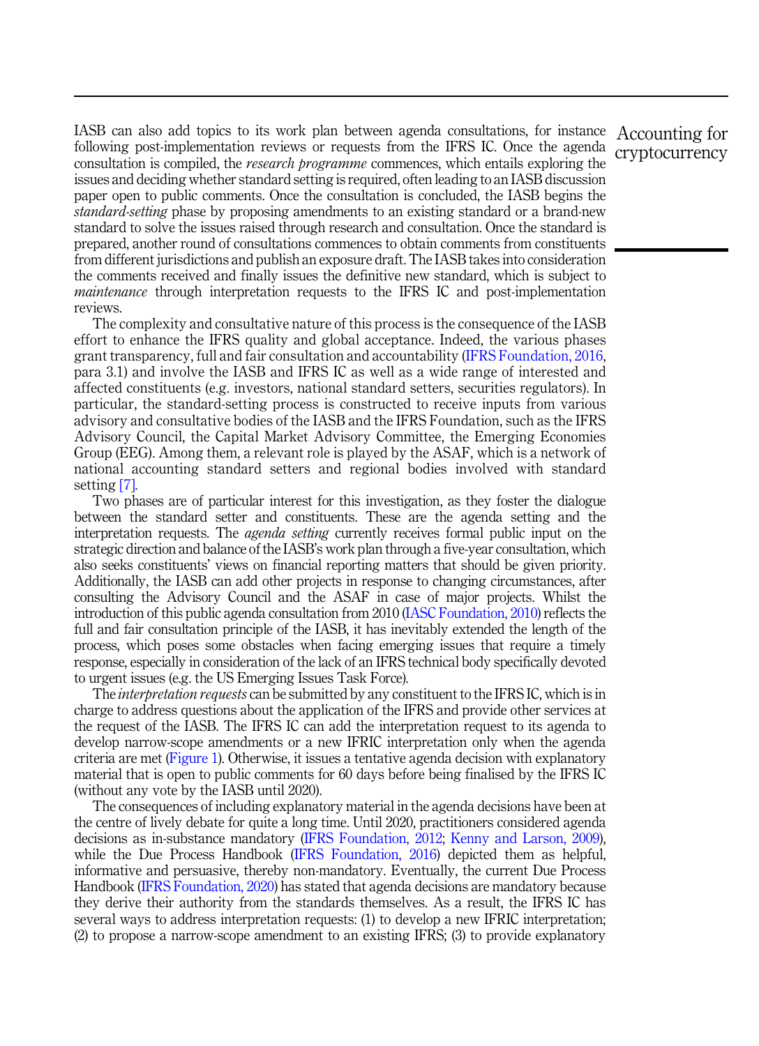IASB can also add topics to its work plan between agenda consultations, for instance following post-implementation reviews or requests from the IFRS IC. Once the agenda consultation is compiled, the *research programme* commences, which entails exploring the issues and deciding whether standard setting is required, often leading to an IASB discussion paper open to public comments. Once the consultation is concluded, the IASB begins the *standard-setting* phase by proposing amendments to an existing standard or a brand-new standard to solve the issues raised through research and consultation. Once the standard is prepared, another round of consultations commences to obtain comments from constituents from different jurisdictions and publish an exposure draft. The IASB takes into consideration the comments received and finally issues the definitive new standard, which is subject to *maintenance* through interpretation requests to the IFRS IC and post-implementation reviews.

The complexity and consultative nature of this process is the consequence of the IASB effort to enhance the IFRS quality and global acceptance. Indeed, the various phases grant transparency, full and fair consultation and accountability (IFRS Foundation, 2016, para 3.1) and involve the IASB and IFRS IC as well as a wide range of interested and affected constituents (e.g. investors, national standard setters, securities regulators). In particular, the standard-setting process is constructed to receive inputs from various advisory and consultative bodies of the IASB and the IFRS Foundation, such as the IFRS Advisory Council, the Capital Market Advisory Committee, the Emerging Economies Group (EEG). Among them, a relevant role is played by the ASAF, which is a network of national accounting standard setters and regional bodies involved with standard setting [7].

Two phases are of particular interest for this investigation, as they foster the dialogue between the standard setter and constituents. These are the agenda setting and the interpretation requests. The *agenda setting* currently receives formal public input on the strategic direction and balance of the IASB's work plan through a five-year consultation, which also seeks constituents' views on financial reporting matters that should be given priority. Additionally, the IASB can add other projects in response to changing circumstances, after consulting the Advisory Council and the ASAF in case of major projects. Whilst the introduction of this public agenda consultation from 2010 (IASC Foundation, 2010) reflects the full and fair consultation principle of the IASB, it has inevitably extended the length of the process, which poses some obstacles when facing emerging issues that require a timely response, especially in consideration of the lack of an IFRS technical body specifically devoted to urgent issues (e.g. the US Emerging Issues Task Force).

The *interpretation requests* can be submitted by any constituent to the IFRS IC, which is in charge to address questions about the application of the IFRS and provide other services at the request of the IASB. The IFRS IC can add the interpretation request to its agenda to develop narrow-scope amendments or a new IFRIC interpretation only when the agenda criteria are met (Figure 1). Otherwise, it issues a tentative agenda decision with explanatory material that is open to public comments for 60 days before being finalised by the IFRS IC (without any vote by the IASB until 2020).

The consequences of including explanatory material in the agenda decisions have been at the centre of lively debate for quite a long time. Until 2020, practitioners considered agenda decisions as in-substance mandatory (IFRS Foundation, 2012; Kenny and Larson, 2009), while the Due Process Handbook (IFRS Foundation, 2016) depicted them as helpful, informative and persuasive, thereby non-mandatory. Eventually, the current Due Process Handbook (IFRS Foundation, 2020) has stated that agenda decisions are mandatory because they derive their authority from the standards themselves. As a result, the IFRS IC has several ways to address interpretation requests: (1) to develop a new IFRIC interpretation; (2) to propose a narrow-scope amendment to an existing IFRS; (3) to provide explanatory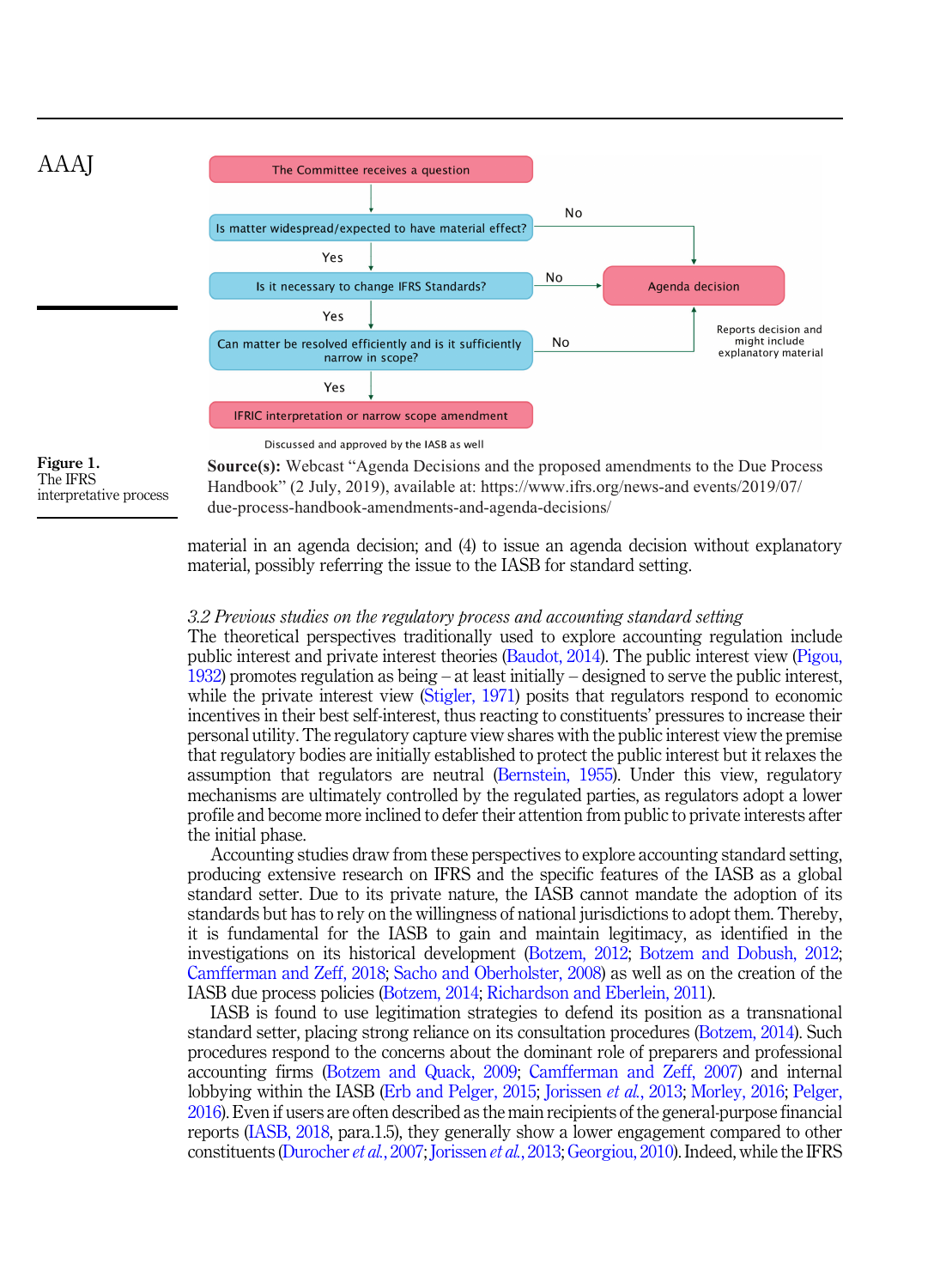The Committee receives a question

Is matter widespread/expected to have material effect? — No → Agenda decision

Yes

Is it necessary to change IFRS Standards? — No → Agenda decision

Yes

Can matter be resolved efficiently and is it sufficiently narrow in scope? — No → Agenda decision

Yes

IFRIC interpretation or narrow scope amendment

Agenda decision: Reports decision and might include explanatory material

Discussed and approved by the IASB as well

**Figure 1.** The IFRS interpretative process

**Source(s):** Webcast "Agenda Decisions and the proposed amendments to the Due Process Handbook" (2 July, 2019), available at: https://www.ifrs.org/news-and events/2019/07/due-process-handbook-amendments-and-agenda-decisions/

material in an agenda decision; and (4) to issue an agenda decision without explanatory material, possibly referring the issue to the IASB for standard setting.

### *3.2 Previous studies on the regulatory process and accounting standard setting*

The theoretical perspectives traditionally used to explore accounting regulation include public interest and private interest theories (Baudot, 2014). The public interest view (Pigou, 1932) promotes regulation as being – at least initially – designed to serve the public interest, while the private interest view (Stigler, 1971) posits that regulators respond to economic incentives in their best self-interest, thus reacting to constituents' pressures to increase their personal utility. The regulatory capture view shares with the public interest view the premise that regulatory bodies are initially established to protect the public interest but it relaxes the assumption that regulators are neutral (Bernstein, 1955). Under this view, regulatory mechanisms are ultimately controlled by the regulated parties, as regulators adopt a lower profile and become more inclined to defer their attention from public to private interests after the initial phase.

Accounting studies draw from these perspectives to explore accounting standard setting, producing extensive research on IFRS and the specific features of the IASB as a global standard setter. Due to its private nature, the IASB cannot mandate the adoption of its standards but has to rely on the willingness of national jurisdictions to adopt them. Thereby, it is fundamental for the IASB to gain and maintain legitimacy, as identified in the investigations on its historical development (Botzem, 2012; Botzem and Dobush, 2012; Camfferman and Zeff, 2018; Sacho and Oberholster, 2008) as well as on the creation of the IASB due process policies (Botzem, 2014; Richardson and Eberlein, 2011).

IASB is found to use legitimation strategies to defend its position as a transnational standard setter, placing strong reliance on its consultation procedures (Botzem, 2014). Such procedures respond to the concerns about the dominant role of preparers and professional accounting firms (Botzem and Quack, 2009; Camfferman and Zeff, 2007) and internal lobbying within the IASB (Erb and Pelger, 2015; Jorissen *et al.*, 2013; Morley, 2016; Pelger, 2016). Even if users are often described as the main recipients of the general-purpose financial reports (IASB, 2018, para.1.5), they generally show a lower engagement compared to other constituents (Durocher *et al.*, 2007; Jorissen *et al.*, 2013; Georgiou, 2010). Indeed, while the IFRS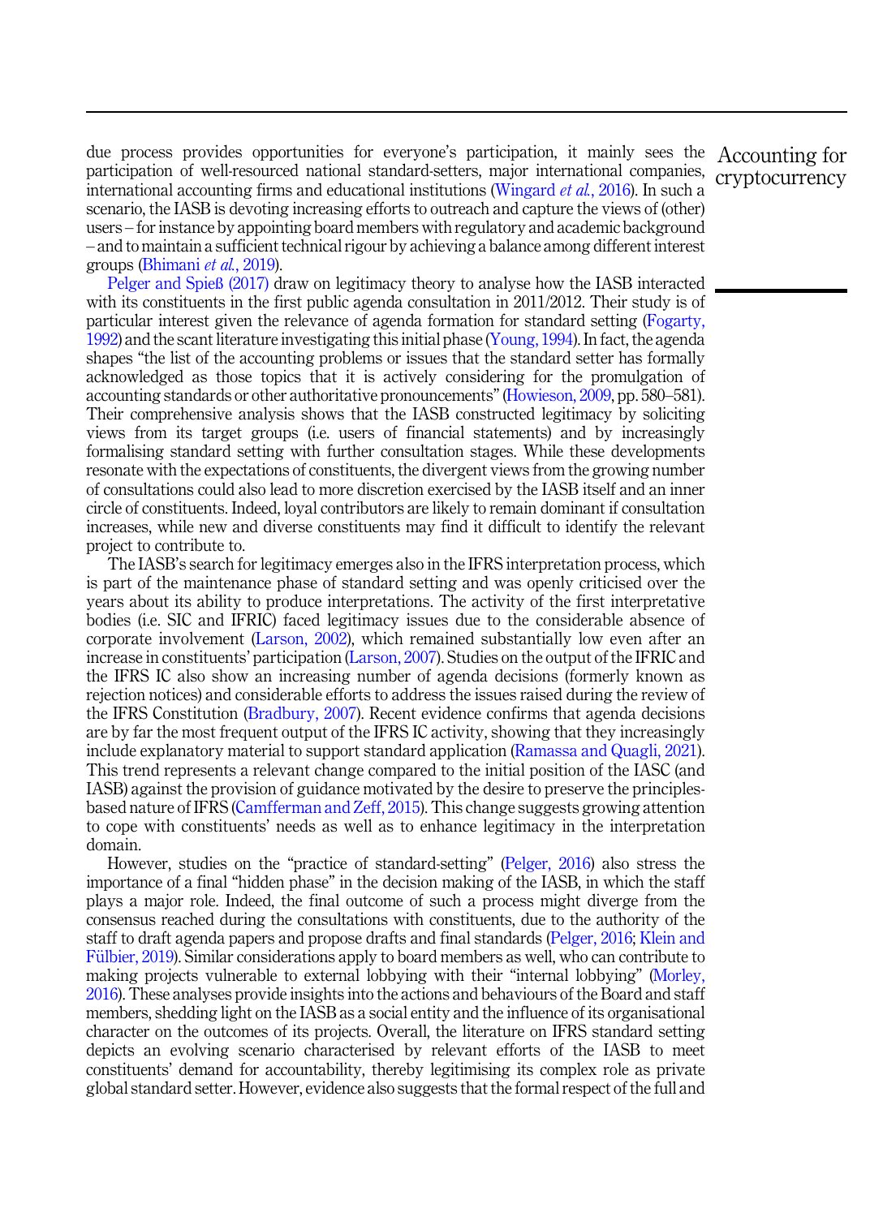due process provides opportunities for everyone's participation, it mainly sees the participation of well-resourced national standard-setters, major international companies, international accounting firms and educational institutions (Wingard *et al.*, 2016). In such a scenario, the IASB is devoting increasing efforts to outreach and capture the views of (other) users – for instance by appointing board members with regulatory and academic background – and to maintain a sufficient technical rigour by achieving a balance among different interest groups (Bhimani *et al.*, 2019).

Pelger and Spieß (2017) draw on legitimacy theory to analyse how the IASB interacted with its constituents in the first public agenda consultation in 2011/2012. Their study is of particular interest given the relevance of agenda formation for standard setting (Fogarty, 1992) and the scant literature investigating this initial phase (Young, 1994). In fact, the agenda shapes "the list of the accounting problems or issues that the standard setter has formally acknowledged as those topics that it is actively considering for the promulgation of accounting standards or other authoritative pronouncements" (Howieson, 2009, pp. 580–581). Their comprehensive analysis shows that the IASB constructed legitimacy by soliciting views from its target groups (i.e. users of financial statements) and by increasingly formalising standard setting with further consultation stages. While these developments resonate with the expectations of constituents, the divergent views from the growing number of consultations could also lead to more discretion exercised by the IASB itself and an inner circle of constituents. Indeed, loyal contributors are likely to remain dominant if consultation increases, while new and diverse constituents may find it difficult to identify the relevant project to contribute to.

The IASB's search for legitimacy emerges also in the IFRS interpretation process, which is part of the maintenance phase of standard setting and was openly criticised over the years about its ability to produce interpretations. The activity of the first interpretative bodies (i.e. SIC and IFRIC) faced legitimacy issues due to the considerable absence of corporate involvement (Larson, 2002), which remained substantially low even after an increase in constituents' participation (Larson, 2007). Studies on the output of the IFRIC and the IFRS IC also show an increasing number of agenda decisions (formerly known as rejection notices) and considerable efforts to address the issues raised during the review of the IFRS Constitution (Bradbury, 2007). Recent evidence confirms that agenda decisions are by far the most frequent output of the IFRS IC activity, showing that they increasingly include explanatory material to support standard application (Ramassa and Quagli, 2021). This trend represents a relevant change compared to the initial position of the IASC (and IASB) against the provision of guidance motivated by the desire to preserve the principles-based nature of IFRS (Camfferman and Zeff, 2015). This change suggests growing attention to cope with constituents' needs as well as to enhance legitimacy in the interpretation domain.

However, studies on the "practice of standard-setting" (Pelger, 2016) also stress the importance of a final "hidden phase" in the decision making of the IASB, in which the staff plays a major role. Indeed, the final outcome of such a process might diverge from the consensus reached during the consultations with constituents, due to the authority of the staff to draft agenda papers and propose drafts and final standards (Pelger, 2016; Klein and Fülbier, 2019). Similar considerations apply to board members as well, who can contribute to making projects vulnerable to external lobbying with their "internal lobbying" (Morley, 2016). These analyses provide insights into the actions and behaviours of the Board and staff members, shedding light on the IASB as a social entity and the influence of its organisational character on the outcomes of its projects. Overall, the literature on IFRS standard setting depicts an evolving scenario characterised by relevant efforts of the IASB to meet constituents' demand for accountability, thereby legitimising its complex role as private global standard setter. However, evidence also suggests that the formal respect of the full and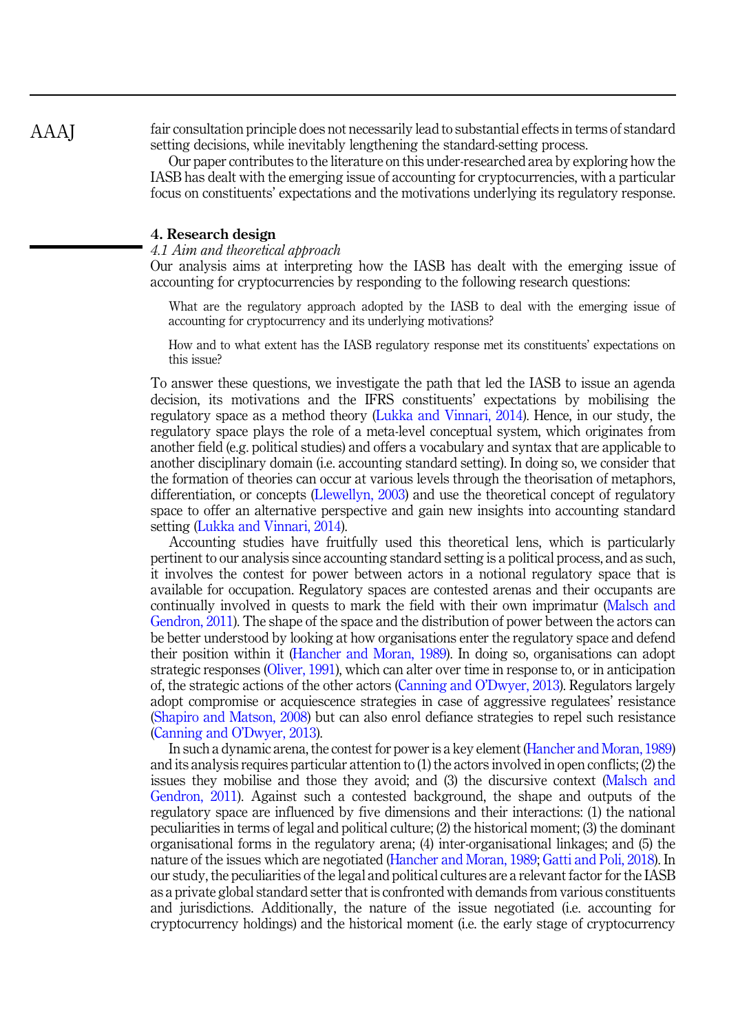fair consultation principle does not necessarily lead to substantial effects in terms of standard setting decisions, while inevitably lengthening the standard-setting process.

Our paper contributes to the literature on this under-researched area by exploring how the IASB has dealt with the emerging issue of accounting for cryptocurrencies, with a particular focus on constituents' expectations and the motivations underlying its regulatory response.

## 4. Research design

### *4.1 Aim and theoretical approach*

Our analysis aims at interpreting how the IASB has dealt with the emerging issue of accounting for cryptocurrencies by responding to the following research questions:

> What are the regulatory approach adopted by the IASB to deal with the emerging issue of accounting for cryptocurrency and its underlying motivations?
>
> How and to what extent has the IASB regulatory response met its constituents' expectations on this issue?

To answer these questions, we investigate the path that led the IASB to issue an agenda decision, its motivations and the IFRS constituents' expectations by mobilising the regulatory space as a method theory (Lukka and Vinnari, 2014). Hence, in our study, the regulatory space plays the role of a meta-level conceptual system, which originates from another field (e.g. political studies) and offers a vocabulary and syntax that are applicable to another disciplinary domain (i.e. accounting standard setting). In doing so, we consider that the formation of theories can occur at various levels through the theorisation of metaphors, differentiation, or concepts (Llewellyn, 2003) and use the theoretical concept of regulatory space to offer an alternative perspective and gain new insights into accounting standard setting (Lukka and Vinnari, 2014).

Accounting studies have fruitfully used this theoretical lens, which is particularly pertinent to our analysis since accounting standard setting is a political process, and as such, it involves the contest for power between actors in a notional regulatory space that is available for occupation. Regulatory spaces are contested arenas and their occupants are continually involved in quests to mark the field with their own imprimatur (Malsch and Gendron, 2011). The shape of the space and the distribution of power between the actors can be better understood by looking at how organisations enter the regulatory space and defend their position within it (Hancher and Moran, 1989). In doing so, organisations can adopt strategic responses (Oliver, 1991), which can alter over time in response to, or in anticipation of, the strategic actions of the other actors (Canning and O'Dwyer, 2013). Regulators largely adopt compromise or acquiescence strategies in case of aggressive regulatees' resistance (Shapiro and Matson, 2008) but can also enrol defiance strategies to repel such resistance (Canning and O'Dwyer, 2013).

In such a dynamic arena, the contest for power is a key element (Hancher and Moran, 1989) and its analysis requires particular attention to (1) the actors involved in open conflicts; (2) the issues they mobilise and those they avoid; and (3) the discursive context (Malsch and Gendron, 2011). Against such a contested background, the shape and outputs of the regulatory space are influenced by five dimensions and their interactions: (1) the national peculiarities in terms of legal and political culture; (2) the historical moment; (3) the dominant organisational forms in the regulatory arena; (4) inter-organisational linkages; and (5) the nature of the issues which are negotiated (Hancher and Moran, 1989; Gatti and Poli, 2018). In our study, the peculiarities of the legal and political cultures are a relevant factor for the IASB as a private global standard setter that is confronted with demands from various constituents and jurisdictions. Additionally, the nature of the issue negotiated (i.e. accounting for cryptocurrency holdings) and the historical moment (i.e. the early stage of cryptocurrency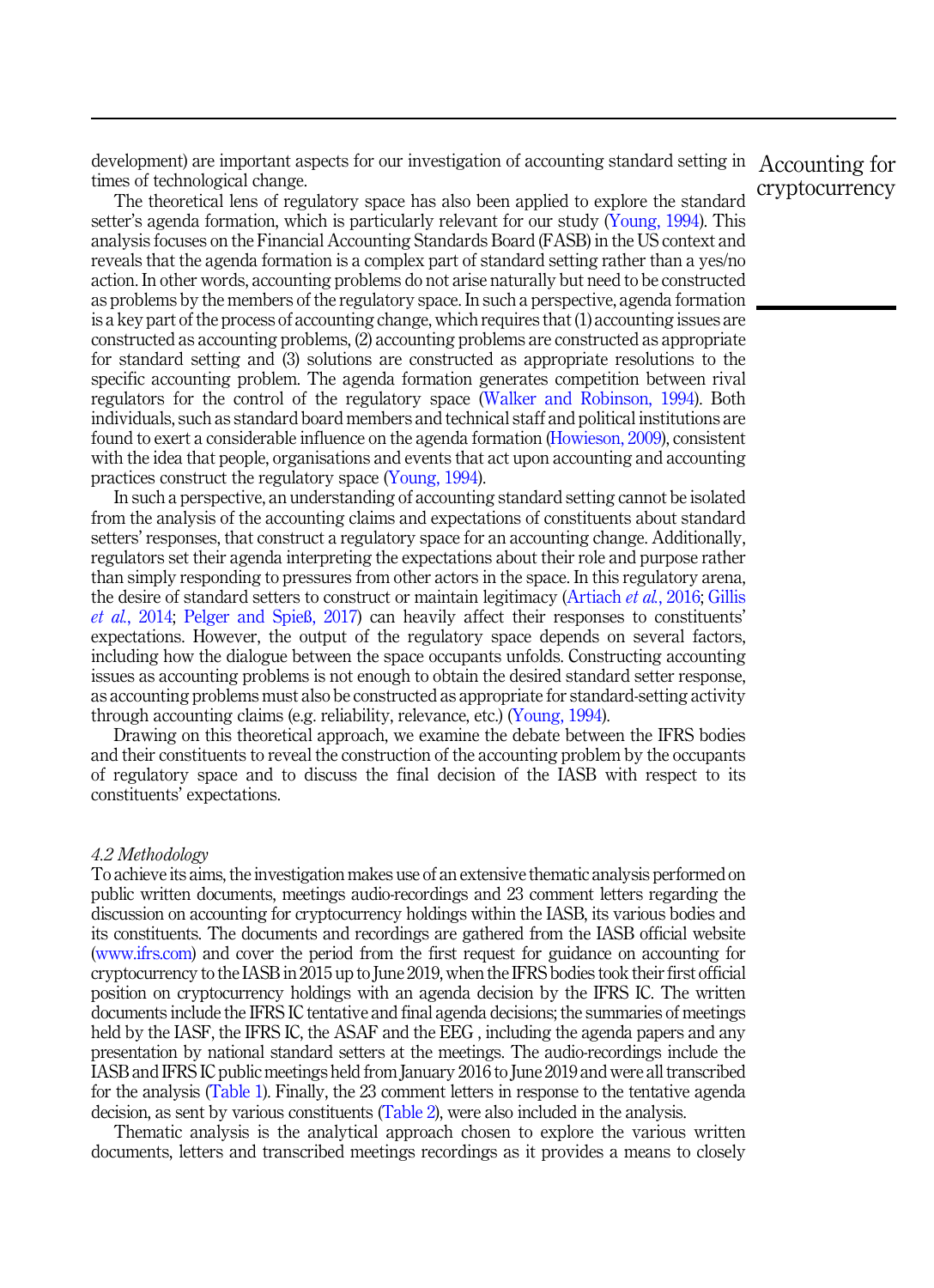development) are important aspects for our investigation of accounting standard setting in times of technological change.

The theoretical lens of regulatory space has also been applied to explore the standard setter's agenda formation, which is particularly relevant for our study (Young, 1994). This analysis focuses on the Financial Accounting Standards Board (FASB) in the US context and reveals that the agenda formation is a complex part of standard setting rather than a yes/no action. In other words, accounting problems do not arise naturally but need to be constructed as problems by the members of the regulatory space. In such a perspective, agenda formation is a key part of the process of accounting change, which requires that (1) accounting issues are constructed as accounting problems, (2) accounting problems are constructed as appropriate for standard setting and (3) solutions are constructed as appropriate resolutions to the specific accounting problem. The agenda formation generates competition between rival regulators for the control of the regulatory space (Walker and Robinson, 1994). Both individuals, such as standard board members and technical staff and political institutions are found to exert a considerable influence on the agenda formation (Howieson, 2009), consistent with the idea that people, organisations and events that act upon accounting and accounting practices construct the regulatory space (Young, 1994).

In such a perspective, an understanding of accounting standard setting cannot be isolated from the analysis of the accounting claims and expectations of constituents about standard setters' responses, that construct a regulatory space for an accounting change. Additionally, regulators set their agenda interpreting the expectations about their role and purpose rather than simply responding to pressures from other actors in the space. In this regulatory arena, the desire of standard setters to construct or maintain legitimacy (Artiach *et al.*, 2016; Gillis *et al.*, 2014; Pelger and Spieß, 2017) can heavily affect their responses to constituents' expectations. However, the output of the regulatory space depends on several factors, including how the dialogue between the space occupants unfolds. Constructing accounting issues as accounting problems is not enough to obtain the desired standard setter response, as accounting problems must also be constructed as appropriate for standard-setting activity through accounting claims (e.g. reliability, relevance, etc.) (Young, 1994).

Drawing on this theoretical approach, we examine the debate between the IFRS bodies and their constituents to reveal the construction of the accounting problem by the occupants of regulatory space and to discuss the final decision of the IASB with respect to its constituents' expectations.

### *4.2 Methodology*

To achieve its aims, the investigation makes use of an extensive thematic analysis performed on public written documents, meetings audio-recordings and 23 comment letters regarding the discussion on accounting for cryptocurrency holdings within the IASB, its various bodies and its constituents. The documents and recordings are gathered from the IASB official website (www.ifrs.com) and cover the period from the first request for guidance on accounting for cryptocurrency to the IASB in 2015 up to June 2019, when the IFRS bodies took their first official position on cryptocurrency holdings with an agenda decision by the IFRS IC. The written documents include the IFRS IC tentative and final agenda decisions; the summaries of meetings held by the IASF, the IFRS IC, the ASAF and the EEG , including the agenda papers and any presentation by national standard setters at the meetings. The audio-recordings include the IASB and IFRS IC public meetings held from January 2016 to June 2019 and were all transcribed for the analysis (Table 1). Finally, the 23 comment letters in response to the tentative agenda decision, as sent by various constituents (Table 2), were also included in the analysis.

Thematic analysis is the analytical approach chosen to explore the various written documents, letters and transcribed meetings recordings as it provides a means to closely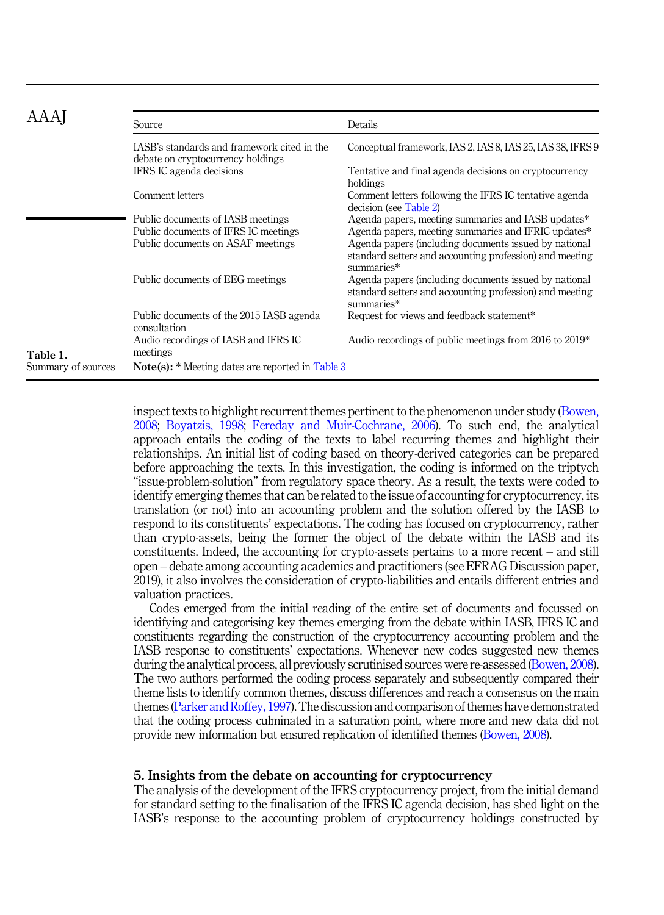**Table 1.** Summary of sources

| Source | Details |
|---|---|
| IASB's standards and framework cited in the debate on cryptocurrency holdings | Conceptual framework, IAS 2, IAS 8, IAS 25, IAS 38, IFRS 9 |
| IFRS IC agenda decisions | Tentative and final agenda decisions on cryptocurrency holdings |
| Comment letters | Comment letters following the IFRS IC tentative agenda decision (see Table 2) |
| Public documents of IASB meetings | Agenda papers, meeting summaries and IASB updates* |
| Public documents of IFRS IC meetings | Agenda papers, meeting summaries and IFRIC updates* |
| Public documents on ASAF meetings | Agenda papers (including documents issued by national standard setters and accounting profession) and meeting summaries* |
| Public documents of EEG meetings | Agenda papers (including documents issued by national standard setters and accounting profession) and meeting summaries* |
| Public documents of the 2015 IASB agenda consultation | Request for views and feedback statement* |
| Audio recordings of IASB and IFRS IC meetings | Audio recordings of public meetings from 2016 to 2019* |

**Note(s):** * Meeting dates are reported in Table 3

inspect texts to highlight recurrent themes pertinent to the phenomenon under study (Bowen, 2008; Boyatzis, 1998; Fereday and Muir-Cochrane, 2006). To such end, the analytical approach entails the coding of the texts to label recurring themes and highlight their relationships. An initial list of coding based on theory-derived categories can be prepared before approaching the texts. In this investigation, the coding is informed on the triptych "issue-problem-solution" from regulatory space theory. As a result, the texts were coded to identify emerging themes that can be related to the issue of accounting for cryptocurrency, its translation (or not) into an accounting problem and the solution offered by the IASB to respond to its constituents' expectations. The coding has focused on cryptocurrency, rather than crypto-assets, being the former the object of the debate within the IASB and its constituents. Indeed, the accounting for crypto-assets pertains to a more recent – and still open – debate among accounting academics and practitioners (see EFRAG Discussion paper, 2019), it also involves the consideration of crypto-liabilities and entails different entries and valuation practices.

Codes emerged from the initial reading of the entire set of documents and focussed on identifying and categorising key themes emerging from the debate within IASB, IFRS IC and constituents regarding the construction of the cryptocurrency accounting problem and the IASB response to constituents' expectations. Whenever new codes suggested new themes during the analytical process, all previously scrutinised sources were re-assessed (Bowen, 2008). The two authors performed the coding process separately and subsequently compared their theme lists to identify common themes, discuss differences and reach a consensus on the main themes (Parker and Roffey, 1997). The discussion and comparison of themes have demonstrated that the coding process culminated in a saturation point, where more and new data did not provide new information but ensured replication of identified themes (Bowen, 2008).

## 5. Insights from the debate on accounting for cryptocurrency

The analysis of the development of the IFRS cryptocurrency project, from the initial demand for standard setting to the finalisation of the IFRS IC agenda decision, has shed light on the IASB's response to the accounting problem of cryptocurrency holdings constructed by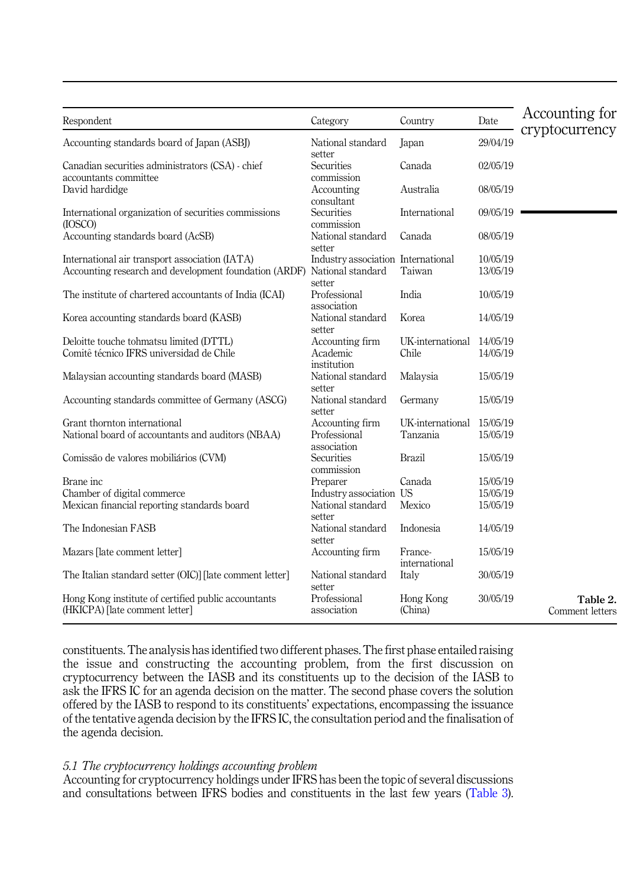| Respondent | Category | Country | Date |
|---|---|---|---|
| Accounting standards board of Japan (ASBJ) | National standard setter | Japan | 29/04/19 |
| Canadian securities administrators (CSA) - chief accountants committee | Securities commission | Canada | 02/05/19 |
| David hardidge | Accounting consultant | Australia | 08/05/19 |
| International organization of securities commissions (IOSCO) | Securities commission | International | 09/05/19 |
| Accounting standards board (AcSB) | National standard setter | Canada | 08/05/19 |
| International air transport association (IATA) | Industry association | International | 10/05/19 |
| Accounting research and development foundation (ARDF) | National standard setter | Taiwan | 13/05/19 |
| The institute of chartered accountants of India (ICAI) | Professional association | India | 10/05/19 |
| Korea accounting standards board (KASB) | National standard setter | Korea | 14/05/19 |
| Deloitte touche tohmatsu limited (DTTL) | Accounting firm | UK-international | 14/05/19 |
| Comitê técnico IFRS universidad de Chile | Academic institution | Chile | 14/05/19 |
| Malaysian accounting standards board (MASB) | National standard setter | Malaysia | 15/05/19 |
| Accounting standards committee of Germany (ASCG) | National standard setter | Germany | 15/05/19 |
| Grant thornton international | Accounting firm | UK-international | 15/05/19 |
| National board of accountants and auditors (NBAA) | Professional association | Tanzania | 15/05/19 |
| Comissão de valores mobiliários (CVM) | Securities commission | Brazil | 15/05/19 |
| Brane inc | Preparer | Canada | 15/05/19 |
| Chamber of digital commerce | Industry association | US | 15/05/19 |
| Mexican financial reporting standards board | National standard setter | Mexico | 15/05/19 |
| The Indonesian FASB | National standard setter | Indonesia | 14/05/19 |
| Mazars [late comment letter] | Accounting firm | France-international | 15/05/19 |
| The Italian standard setter (OIC)] [late comment letter] | National standard setter | Italy | 30/05/19 |
| Hong Kong institute of certified public accountants (HKICPA) [late comment letter] | Professional association | Hong Kong (China) | 30/05/19 |

**Table 2.** Comment letters

constituents. The analysis has identified two different phases. The first phase entailed raising the issue and constructing the accounting problem, from the first discussion on cryptocurrency between the IASB and its constituents up to the decision of the IASB to ask the IFRS IC for an agenda decision on the matter. The second phase covers the solution offered by the IASB to respond to its constituents' expectations, encompassing the issuance of the tentative agenda decision by the IFRS IC, the consultation period and the finalisation of the agenda decision.

### *5.1 The cryptocurrency holdings accounting problem*

Accounting for cryptocurrency holdings under IFRS has been the topic of several discussions and consultations between IFRS bodies and constituents in the last few years (Table 3).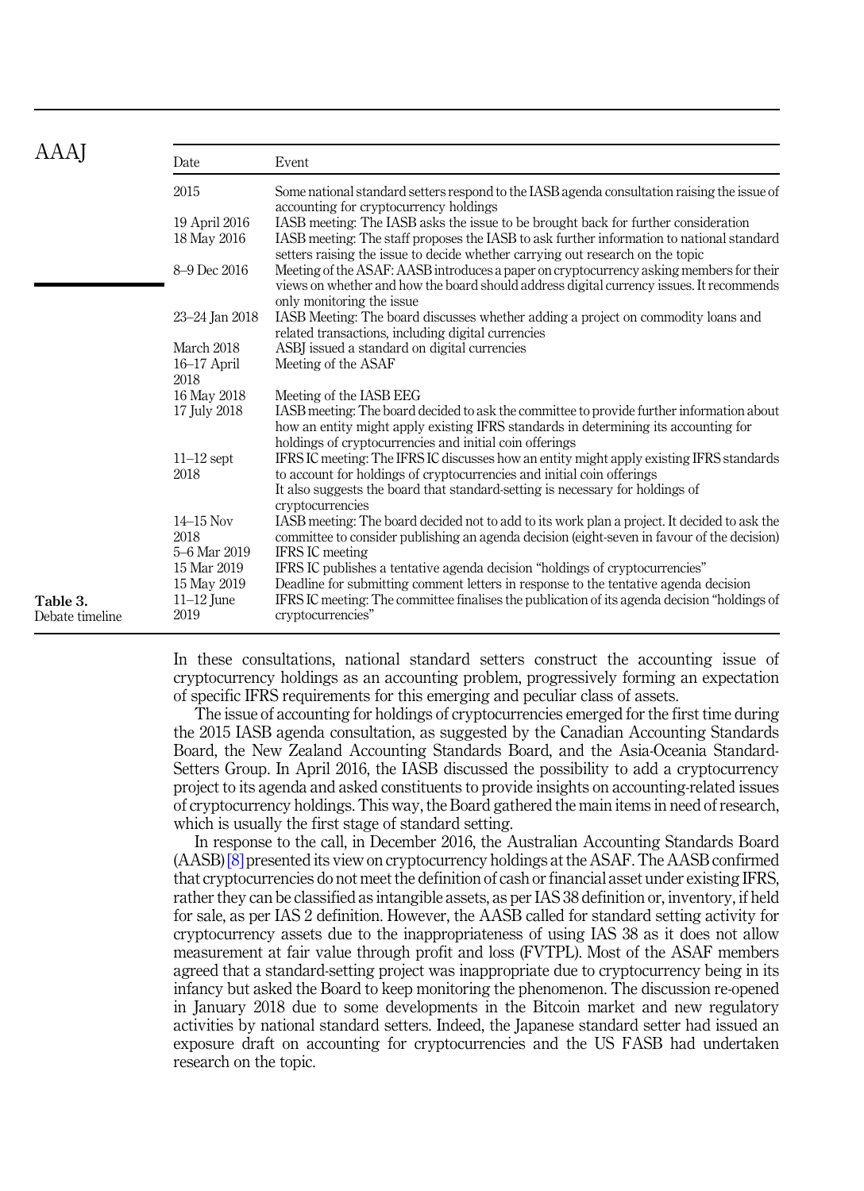Table 3. Debate timeline

| Date | Event |
|---|---|
| 2015 | Some national standard setters respond to the IASB agenda consultation raising the issue of accounting for cryptocurrency holdings |
| 19 April 2016 | IASB meeting: The IASB asks the issue to be brought back for further consideration |
| 18 May 2016 | IASB meeting: The staff proposes the IASB to ask further information to national standard setters raising the issue to decide whether carrying out research on the topic |
| 8–9 Dec 2016 | Meeting of the ASAF: AASB introduces a paper on cryptocurrency asking members for their views on whether and how the board should address digital currency issues. It recommends only monitoring the issue |
| 23–24 Jan 2018 | IASB Meeting: The board discusses whether adding a project on commodity loans and related transactions, including digital currencies |
| March 2018 | ASBJ issued a standard on digital currencies |
| 16–17 April 2018 | Meeting of the ASAF |
| 16 May 2018 | Meeting of the IASB EEG |
| 17 July 2018 | IASB meeting: The board decided to ask the committee to provide further information about how an entity might apply existing IFRS standards in determining its accounting for holdings of cryptocurrencies and initial coin offerings |
| 11–12 sept 2018 | IFRS IC meeting: The IFRS IC discusses how an entity might apply existing IFRS standards to account for holdings of cryptocurrencies and initial coin offerings<br>It also suggests the board that standard-setting is necessary for holdings of cryptocurrencies |
| 14–15 Nov 2018 | IASB meeting: The board decided not to add to its work plan a project. It decided to ask the committee to consider publishing an agenda decision (eight-seven in favour of the decision) |
| 5–6 Mar 2019 | IFRS IC meeting |
| 15 Mar 2019 | IFRS IC publishes a tentative agenda decision "holdings of cryptocurrencies" |
| 15 May 2019 | Deadline for submitting comment letters in response to the tentative agenda decision |
| 11–12 June 2019 | IFRS IC meeting: The committee finalises the publication of its agenda decision "holdings of cryptocurrencies" |

In these consultations, national standard setters construct the accounting issue of cryptocurrency holdings as an accounting problem, progressively forming an expectation of specific IFRS requirements for this emerging and peculiar class of assets.

The issue of accounting for holdings of cryptocurrencies emerged for the first time during the 2015 IASB agenda consultation, as suggested by the Canadian Accounting Standards Board, the New Zealand Accounting Standards Board, and the Asia-Oceania Standard-Setters Group. In April 2016, the IASB discussed the possibility to add a cryptocurrency project to its agenda and asked constituents to provide insights on accounting-related issues of cryptocurrency holdings. This way, the Board gathered the main items in need of research, which is usually the first stage of standard setting.

In response to the call, in December 2016, the Australian Accounting Standards Board (AASB)[8] presented its view on cryptocurrency holdings at the ASAF. The AASB confirmed that cryptocurrencies do not meet the definition of cash or financial asset under existing IFRS, rather they can be classified as intangible assets, as per IAS 38 definition or, inventory, if held for sale, as per IAS 2 definition. However, the AASB called for standard setting activity for cryptocurrency assets due to the inappropriateness of using IAS 38 as it does not allow measurement at fair value through profit and loss (FVTPL). Most of the ASAF members agreed that a standard-setting project was inappropriate due to cryptocurrency being in its infancy but asked the Board to keep monitoring the phenomenon. The discussion re-opened in January 2018 due to some developments in the Bitcoin market and new regulatory activities by national standard setters. Indeed, the Japanese standard setter had issued an exposure draft on accounting for cryptocurrencies and the US FASB had undertaken research on the topic.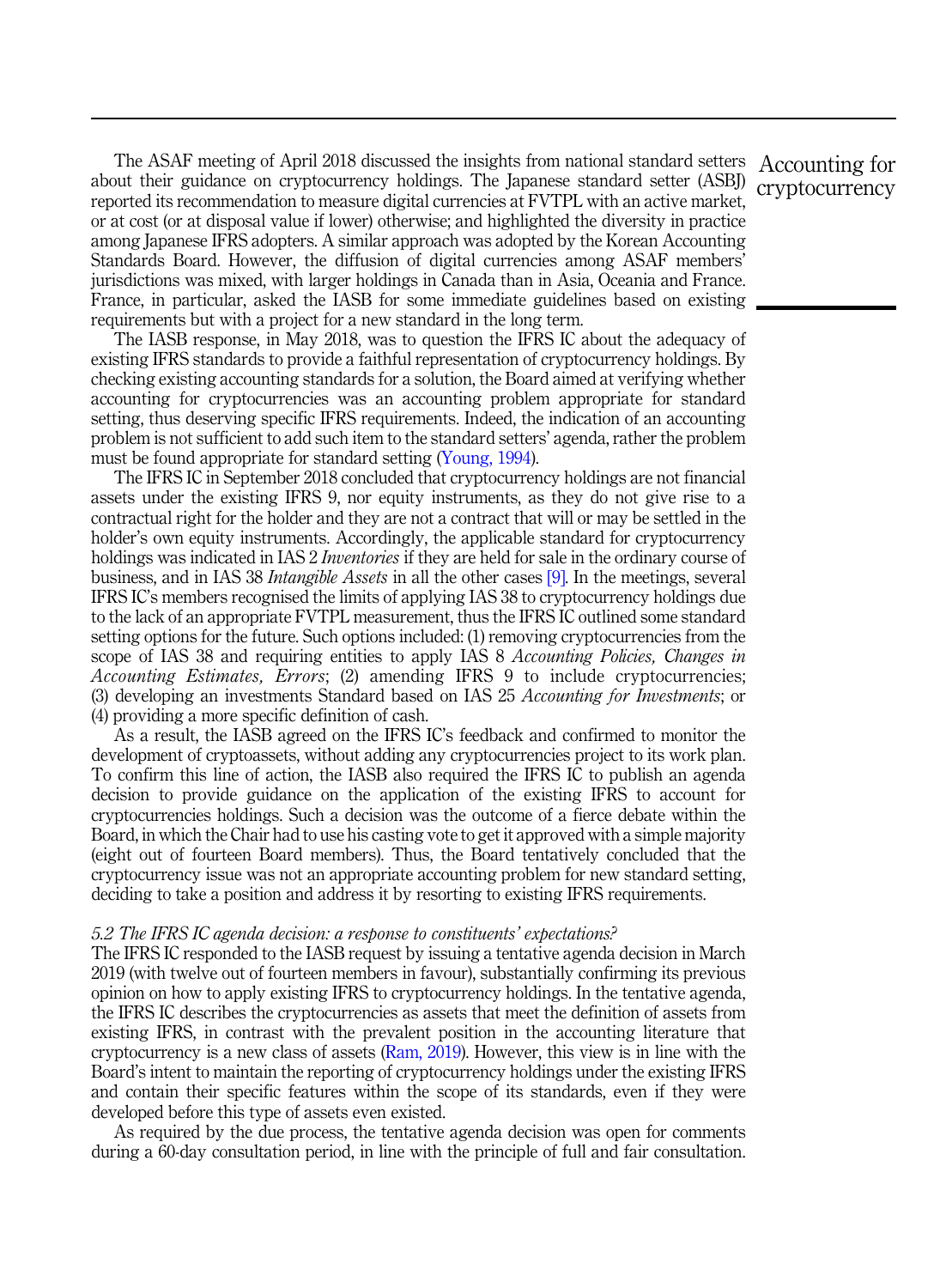The ASAF meeting of April 2018 discussed the insights from national standard setters about their guidance on cryptocurrency holdings. The Japanese standard setter (ASBJ) reported its recommendation to measure digital currencies at FVTPL with an active market, or at cost (or at disposal value if lower) otherwise; and highlighted the diversity in practice among Japanese IFRS adopters. A similar approach was adopted by the Korean Accounting Standards Board. However, the diffusion of digital currencies among ASAF members' jurisdictions was mixed, with larger holdings in Canada than in Asia, Oceania and France. France, in particular, asked the IASB for some immediate guidelines based on existing requirements but with a project for a new standard in the long term.

The IASB response, in May 2018, was to question the IFRS IC about the adequacy of existing IFRS standards to provide a faithful representation of cryptocurrency holdings. By checking existing accounting standards for a solution, the Board aimed at verifying whether accounting for cryptocurrencies was an accounting problem appropriate for standard setting, thus deserving specific IFRS requirements. Indeed, the indication of an accounting problem is not sufficient to add such item to the standard setters' agenda, rather the problem must be found appropriate for standard setting (Young, 1994).

The IFRS IC in September 2018 concluded that cryptocurrency holdings are not financial assets under the existing IFRS 9, nor equity instruments, as they do not give rise to a contractual right for the holder and they are not a contract that will or may be settled in the holder's own equity instruments. Accordingly, the applicable standard for cryptocurrency holdings was indicated in IAS 2 *Inventories* if they are held for sale in the ordinary course of business, and in IAS 38 *Intangible Assets* in all the other cases [9]. In the meetings, several IFRS IC's members recognised the limits of applying IAS 38 to cryptocurrency holdings due to the lack of an appropriate FVTPL measurement, thus the IFRS IC outlined some standard setting options for the future. Such options included: (1) removing cryptocurrencies from the scope of IAS 38 and requiring entities to apply IAS 8 *Accounting Policies, Changes in Accounting Estimates, Errors*; (2) amending IFRS 9 to include cryptocurrencies; (3) developing an investments Standard based on IAS 25 *Accounting for Investments*; or (4) providing a more specific definition of cash.

As a result, the IASB agreed on the IFRS IC's feedback and confirmed to monitor the development of cryptoassets, without adding any cryptocurrencies project to its work plan. To confirm this line of action, the IASB also required the IFRS IC to publish an agenda decision to provide guidance on the application of the existing IFRS to account for cryptocurrencies holdings. Such a decision was the outcome of a fierce debate within the Board, in which the Chair had to use his casting vote to get it approved with a simple majority (eight out of fourteen Board members). Thus, the Board tentatively concluded that the cryptocurrency issue was not an appropriate accounting problem for new standard setting, deciding to take a position and address it by resorting to existing IFRS requirements.

### *5.2 The IFRS IC agenda decision: a response to constituents' expectations?*

The IFRS IC responded to the IASB request by issuing a tentative agenda decision in March 2019 (with twelve out of fourteen members in favour), substantially confirming its previous opinion on how to apply existing IFRS to cryptocurrency holdings. In the tentative agenda, the IFRS IC describes the cryptocurrencies as assets that meet the definition of assets from existing IFRS, in contrast with the prevalent position in the accounting literature that cryptocurrency is a new class of assets (Ram, 2019). However, this view is in line with the Board's intent to maintain the reporting of cryptocurrency holdings under the existing IFRS and contain their specific features within the scope of its standards, even if they were developed before this type of assets even existed.

As required by the due process, the tentative agenda decision was open for comments during a 60-day consultation period, in line with the principle of full and fair consultation.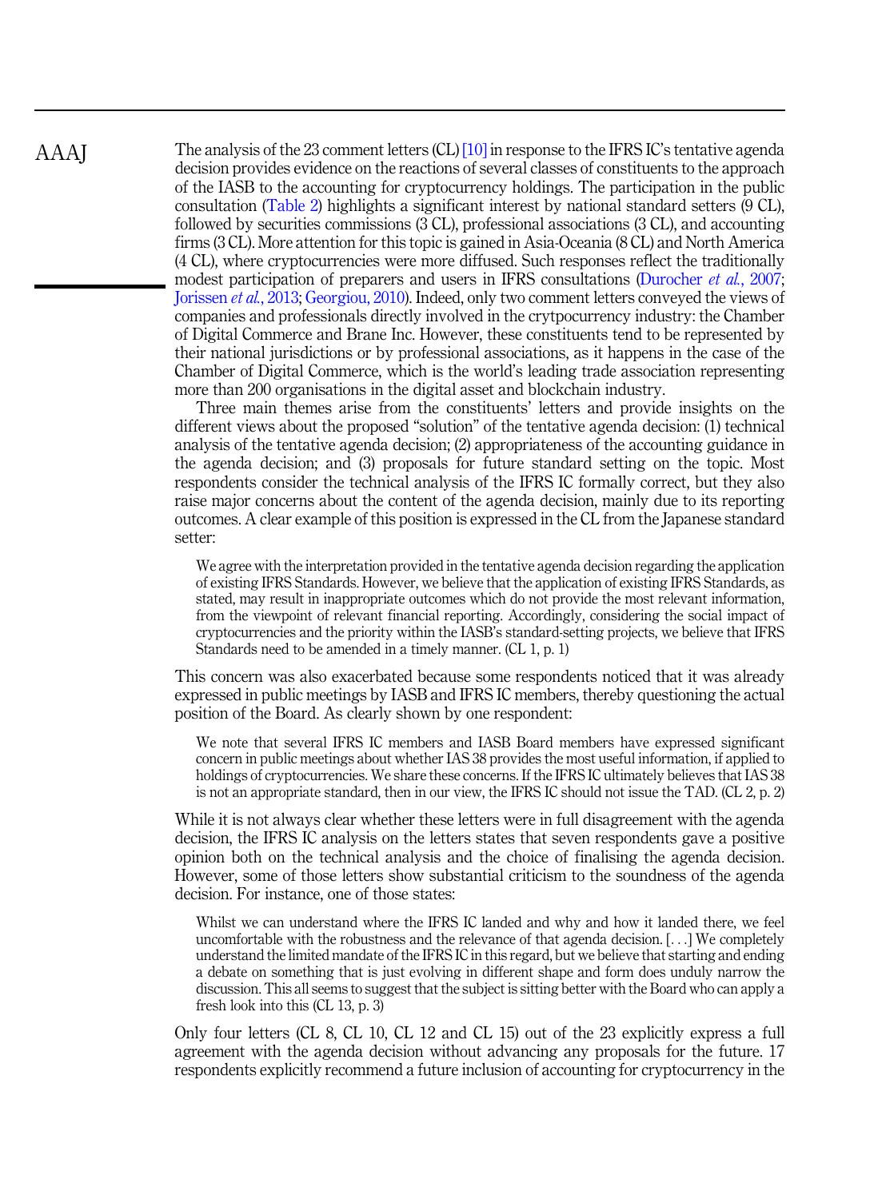The analysis of the 23 comment letters (CL) [10] in response to the IFRS IC's tentative agenda decision provides evidence on the reactions of several classes of constituents to the approach of the IASB to the accounting for cryptocurrency holdings. The participation in the public consultation (Table 2) highlights a significant interest by national standard setters (9 CL), followed by securities commissions (3 CL), professional associations (3 CL), and accounting firms (3 CL). More attention for this topic is gained in Asia-Oceania (8 CL) and North America (4 CL), where cryptocurrencies were more diffused. Such responses reflect the traditionally modest participation of preparers and users in IFRS consultations (Durocher *et al.*, 2007; Jorissen *et al.*, 2013; Georgiou, 2010). Indeed, only two comment letters conveyed the views of companies and professionals directly involved in the crytpocurrency industry: the Chamber of Digital Commerce and Brane Inc. However, these constituents tend to be represented by their national jurisdictions or by professional associations, as it happens in the case of the Chamber of Digital Commerce, which is the world's leading trade association representing more than 200 organisations in the digital asset and blockchain industry.

Three main themes arise from the constituents' letters and provide insights on the different views about the proposed "solution" of the tentative agenda decision: (1) technical analysis of the tentative agenda decision; (2) appropriateness of the accounting guidance in the agenda decision; and (3) proposals for future standard setting on the topic. Most respondents consider the technical analysis of the IFRS IC formally correct, but they also raise major concerns about the content of the agenda decision, mainly due to its reporting outcomes. A clear example of this position is expressed in the CL from the Japanese standard setter:

> We agree with the interpretation provided in the tentative agenda decision regarding the application of existing IFRS Standards. However, we believe that the application of existing IFRS Standards, as stated, may result in inappropriate outcomes which do not provide the most relevant information, from the viewpoint of relevant financial reporting. Accordingly, considering the social impact of cryptocurrencies and the priority within the IASB's standard-setting projects, we believe that IFRS Standards need to be amended in a timely manner. (CL 1, p. 1)

This concern was also exacerbated because some respondents noticed that it was already expressed in public meetings by IASB and IFRS IC members, thereby questioning the actual position of the Board. As clearly shown by one respondent:

> We note that several IFRS IC members and IASB Board members have expressed significant concern in public meetings about whether IAS 38 provides the most useful information, if applied to holdings of cryptocurrencies. We share these concerns. If the IFRS IC ultimately believes that IAS 38 is not an appropriate standard, then in our view, the IFRS IC should not issue the TAD. (CL 2, p. 2)

While it is not always clear whether these letters were in full disagreement with the agenda decision, the IFRS IC analysis on the letters states that seven respondents gave a positive opinion both on the technical analysis and the choice of finalising the agenda decision. However, some of those letters show substantial criticism to the soundness of the agenda decision. For instance, one of those states:

> Whilst we can understand where the IFRS IC landed and why and how it landed there, we feel uncomfortable with the robustness and the relevance of that agenda decision. [. . .] We completely understand the limited mandate of the IFRS IC in this regard, but we believe that starting and ending a debate on something that is just evolving in different shape and form does unduly narrow the discussion. This all seems to suggest that the subject is sitting better with the Board who can apply a fresh look into this (CL 13, p. 3)

Only four letters (CL 8, CL 10, CL 12 and CL 15) out of the 23 explicitly express a full agreement with the agenda decision without advancing any proposals for the future. 17 respondents explicitly recommend a future inclusion of accounting for cryptocurrency in the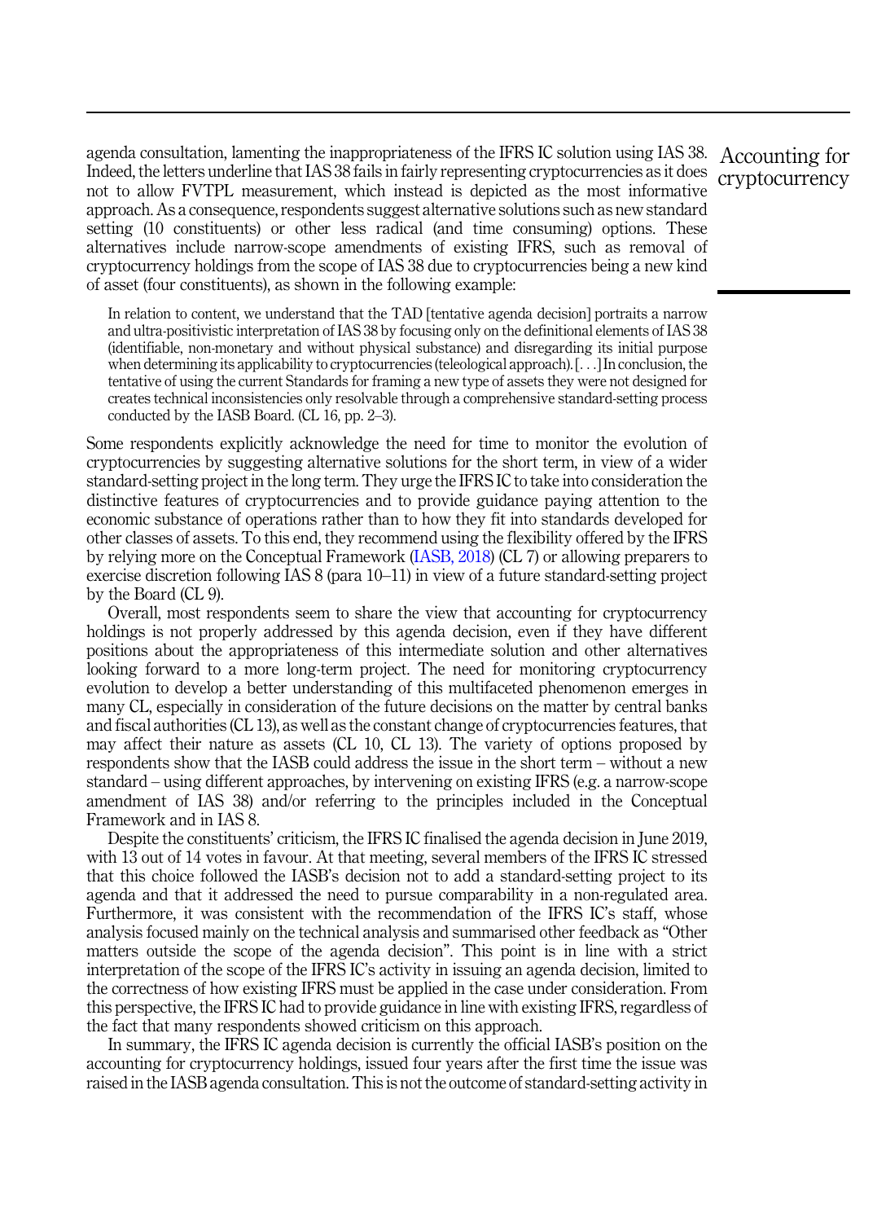agenda consultation, lamenting the inappropriateness of the IFRS IC solution using IAS 38. Indeed, the letters underline that IAS 38 fails in fairly representing cryptocurrencies as it does not to allow FVTPL measurement, which instead is depicted as the most informative approach. As a consequence, respondents suggest alternative solutions such as new standard setting (10 constituents) or other less radical (and time consuming) options. These alternatives include narrow-scope amendments of existing IFRS, such as removal of cryptocurrency holdings from the scope of IAS 38 due to cryptocurrencies being a new kind of asset (four constituents), as shown in the following example:

> In relation to content, we understand that the TAD [tentative agenda decision] portraits a narrow and ultra-positivistic interpretation of IAS 38 by focusing only on the definitional elements of IAS 38 (identifiable, non-monetary and without physical substance) and disregarding its initial purpose when determining its applicability to cryptocurrencies (teleological approach). [. . .] In conclusion, the tentative of using the current Standards for framing a new type of assets they were not designed for creates technical inconsistencies only resolvable through a comprehensive standard-setting process conducted by the IASB Board. (CL 16, pp. 2–3).

Some respondents explicitly acknowledge the need for time to monitor the evolution of cryptocurrencies by suggesting alternative solutions for the short term, in view of a wider standard-setting project in the long term. They urge the IFRS IC to take into consideration the distinctive features of cryptocurrencies and to provide guidance paying attention to the economic substance of operations rather than to how they fit into standards developed for other classes of assets. To this end, they recommend using the flexibility offered by the IFRS by relying more on the Conceptual Framework (IASB, 2018) (CL 7) or allowing preparers to exercise discretion following IAS 8 (para 10–11) in view of a future standard-setting project by the Board (CL 9).

Overall, most respondents seem to share the view that accounting for cryptocurrency holdings is not properly addressed by this agenda decision, even if they have different positions about the appropriateness of this intermediate solution and other alternatives looking forward to a more long-term project. The need for monitoring cryptocurrency evolution to develop a better understanding of this multifaceted phenomenon emerges in many CL, especially in consideration of the future decisions on the matter by central banks and fiscal authorities (CL 13), as well as the constant change of cryptocurrencies features, that may affect their nature as assets (CL 10, CL 13). The variety of options proposed by respondents show that the IASB could address the issue in the short term – without a new standard – using different approaches, by intervening on existing IFRS (e.g. a narrow-scope amendment of IAS 38) and/or referring to the principles included in the Conceptual Framework and in IAS 8.

Despite the constituents' criticism, the IFRS IC finalised the agenda decision in June 2019, with 13 out of 14 votes in favour. At that meeting, several members of the IFRS IC stressed that this choice followed the IASB's decision not to add a standard-setting project to its agenda and that it addressed the need to pursue comparability in a non-regulated area. Furthermore, it was consistent with the recommendation of the IFRS IC's staff, whose analysis focused mainly on the technical analysis and summarised other feedback as "Other matters outside the scope of the agenda decision". This point is in line with a strict interpretation of the scope of the IFRS IC's activity in issuing an agenda decision, limited to the correctness of how existing IFRS must be applied in the case under consideration. From this perspective, the IFRS IC had to provide guidance in line with existing IFRS, regardless of the fact that many respondents showed criticism on this approach.

In summary, the IFRS IC agenda decision is currently the official IASB's position on the accounting for cryptocurrency holdings, issued four years after the first time the issue was raised in the IASB agenda consultation. This is not the outcome of standard-setting activity in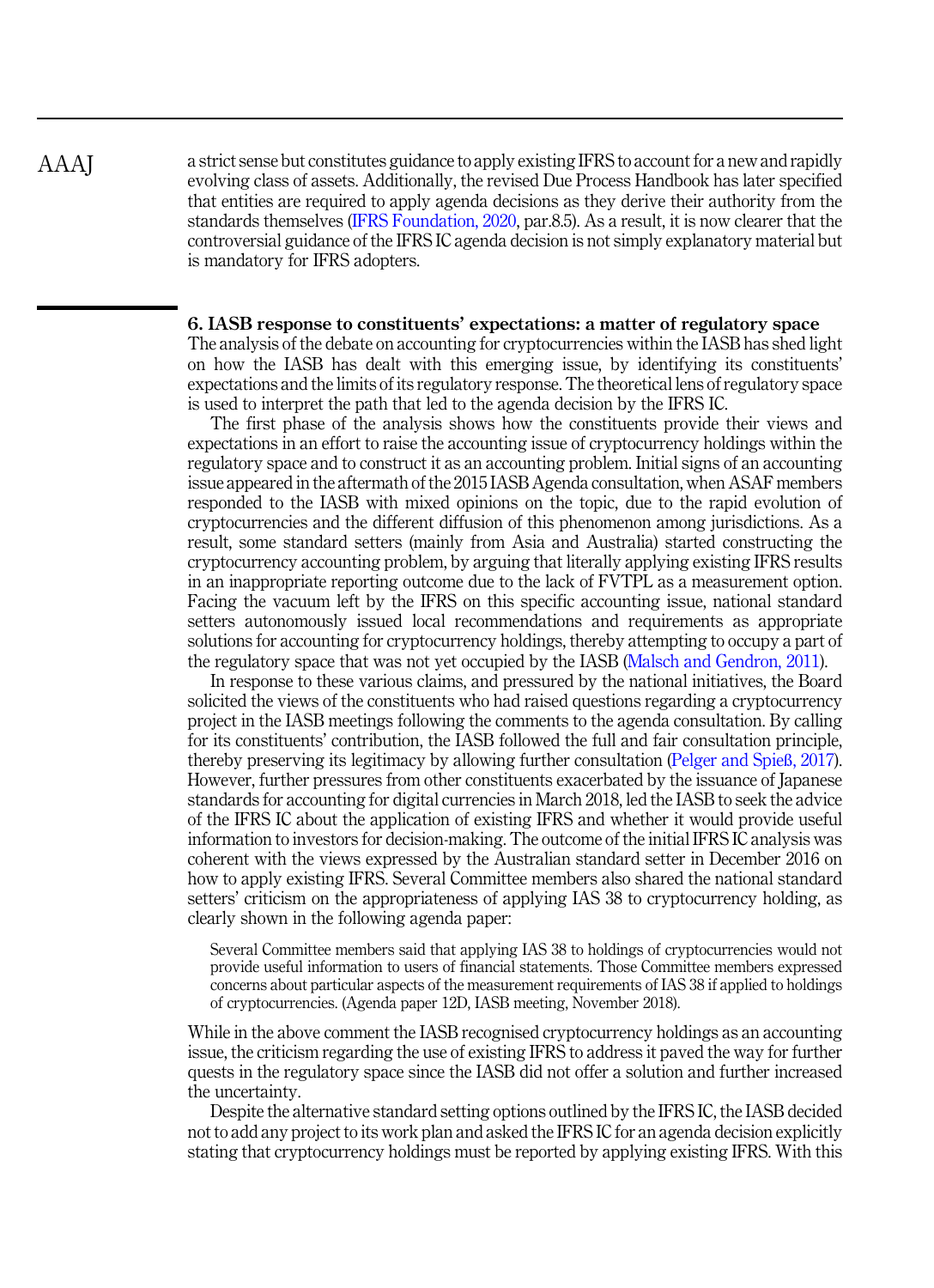a strict sense but constitutes guidance to apply existing IFRS to account for a new and rapidly evolving class of assets. Additionally, the revised Due Process Handbook has later specified that entities are required to apply agenda decisions as they derive their authority from the standards themselves (IFRS Foundation, 2020, par.8.5). As a result, it is now clearer that the controversial guidance of the IFRS IC agenda decision is not simply explanatory material but is mandatory for IFRS adopters.

## 6. IASB response to constituents' expectations: a matter of regulatory space

The analysis of the debate on accounting for cryptocurrencies within the IASB has shed light on how the IASB has dealt with this emerging issue, by identifying its constituents' expectations and the limits of its regulatory response. The theoretical lens of regulatory space is used to interpret the path that led to the agenda decision by the IFRS IC.

The first phase of the analysis shows how the constituents provide their views and expectations in an effort to raise the accounting issue of cryptocurrency holdings within the regulatory space and to construct it as an accounting problem. Initial signs of an accounting issue appeared in the aftermath of the 2015 IASB Agenda consultation, when ASAF members responded to the IASB with mixed opinions on the topic, due to the rapid evolution of cryptocurrencies and the different diffusion of this phenomenon among jurisdictions. As a result, some standard setters (mainly from Asia and Australia) started constructing the cryptocurrency accounting problem, by arguing that literally applying existing IFRS results in an inappropriate reporting outcome due to the lack of FVTPL as a measurement option. Facing the vacuum left by the IFRS on this specific accounting issue, national standard setters autonomously issued local recommendations and requirements as appropriate solutions for accounting for cryptocurrency holdings, thereby attempting to occupy a part of the regulatory space that was not yet occupied by the IASB (Malsch and Gendron, 2011).

In response to these various claims, and pressured by the national initiatives, the Board solicited the views of the constituents who had raised questions regarding a cryptocurrency project in the IASB meetings following the comments to the agenda consultation. By calling for its constituents' contribution, the IASB followed the full and fair consultation principle, thereby preserving its legitimacy by allowing further consultation (Pelger and Spieß, 2017). However, further pressures from other constituents exacerbated by the issuance of Japanese standards for accounting for digital currencies in March 2018, led the IASB to seek the advice of the IFRS IC about the application of existing IFRS and whether it would provide useful information to investors for decision-making. The outcome of the initial IFRS IC analysis was coherent with the views expressed by the Australian standard setter in December 2016 on how to apply existing IFRS. Several Committee members also shared the national standard setters' criticism on the appropriateness of applying IAS 38 to cryptocurrency holding, as clearly shown in the following agenda paper:

> Several Committee members said that applying IAS 38 to holdings of cryptocurrencies would not provide useful information to users of financial statements. Those Committee members expressed concerns about particular aspects of the measurement requirements of IAS 38 if applied to holdings of cryptocurrencies. (Agenda paper 12D, IASB meeting, November 2018).

While in the above comment the IASB recognised cryptocurrency holdings as an accounting issue, the criticism regarding the use of existing IFRS to address it paved the way for further quests in the regulatory space since the IASB did not offer a solution and further increased the uncertainty.

Despite the alternative standard setting options outlined by the IFRS IC, the IASB decided not to add any project to its work plan and asked the IFRS IC for an agenda decision explicitly stating that cryptocurrency holdings must be reported by applying existing IFRS. With this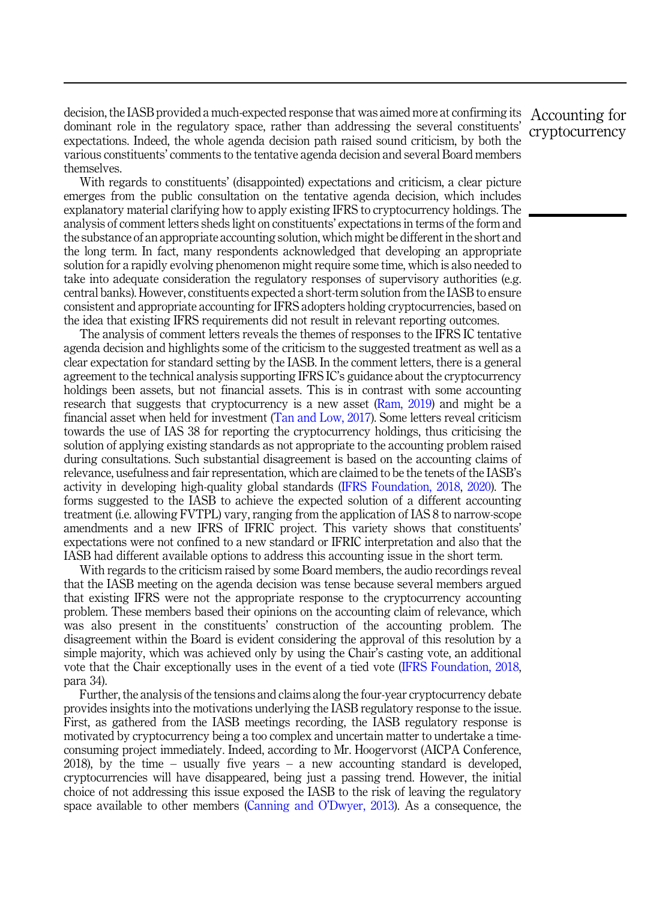decision, the IASB provided a much-expected response that was aimed more at confirming its dominant role in the regulatory space, rather than addressing the several constituents' expectations. Indeed, the whole agenda decision path raised sound criticism, by both the various constituents' comments to the tentative agenda decision and several Board members themselves.

With regards to constituents' (disappointed) expectations and criticism, a clear picture emerges from the public consultation on the tentative agenda decision, which includes explanatory material clarifying how to apply existing IFRS to cryptocurrency holdings. The analysis of comment letters sheds light on constituents' expectations in terms of the form and the substance of an appropriate accounting solution, which might be different in the short and the long term. In fact, many respondents acknowledged that developing an appropriate solution for a rapidly evolving phenomenon might require some time, which is also needed to take into adequate consideration the regulatory responses of supervisory authorities (e.g. central banks). However, constituents expected a short-term solution from the IASB to ensure consistent and appropriate accounting for IFRS adopters holding cryptocurrencies, based on the idea that existing IFRS requirements did not result in relevant reporting outcomes.

The analysis of comment letters reveals the themes of responses to the IFRS IC tentative agenda decision and highlights some of the criticism to the suggested treatment as well as a clear expectation for standard setting by the IASB. In the comment letters, there is a general agreement to the technical analysis supporting IFRS IC's guidance about the cryptocurrency holdings been assets, but not financial assets. This is in contrast with some accounting research that suggests that cryptocurrency is a new asset (Ram, 2019) and might be a financial asset when held for investment (Tan and Low, 2017). Some letters reveal criticism towards the use of IAS 38 for reporting the cryptocurrency holdings, thus criticising the solution of applying existing standards as not appropriate to the accounting problem raised during consultations. Such substantial disagreement is based on the accounting claims of relevance, usefulness and fair representation, which are claimed to be the tenets of the IASB's activity in developing high-quality global standards (IFRS Foundation, 2018, 2020). The forms suggested to the IASB to achieve the expected solution of a different accounting treatment (i.e. allowing FVTPL) vary, ranging from the application of IAS 8 to narrow-scope amendments and a new IFRS of IFRIC project. This variety shows that constituents' expectations were not confined to a new standard or IFRIC interpretation and also that the IASB had different available options to address this accounting issue in the short term.

With regards to the criticism raised by some Board members, the audio recordings reveal that the IASB meeting on the agenda decision was tense because several members argued that existing IFRS were not the appropriate response to the cryptocurrency accounting problem. These members based their opinions on the accounting claim of relevance, which was also present in the constituents' construction of the accounting problem. The disagreement within the Board is evident considering the approval of this resolution by a simple majority, which was achieved only by using the Chair's casting vote, an additional vote that the Chair exceptionally uses in the event of a tied vote (IFRS Foundation, 2018, para 34).

Further, the analysis of the tensions and claims along the four-year cryptocurrency debate provides insights into the motivations underlying the IASB regulatory response to the issue. First, as gathered from the IASB meetings recording, the IASB regulatory response is motivated by cryptocurrency being a too complex and uncertain matter to undertake a time-consuming project immediately. Indeed, according to Mr. Hoogervorst (AICPA Conference, 2018), by the time – usually five years – a new accounting standard is developed, cryptocurrencies will have disappeared, being just a passing trend. However, the initial choice of not addressing this issue exposed the IASB to the risk of leaving the regulatory space available to other members (Canning and O'Dwyer, 2013). As a consequence, the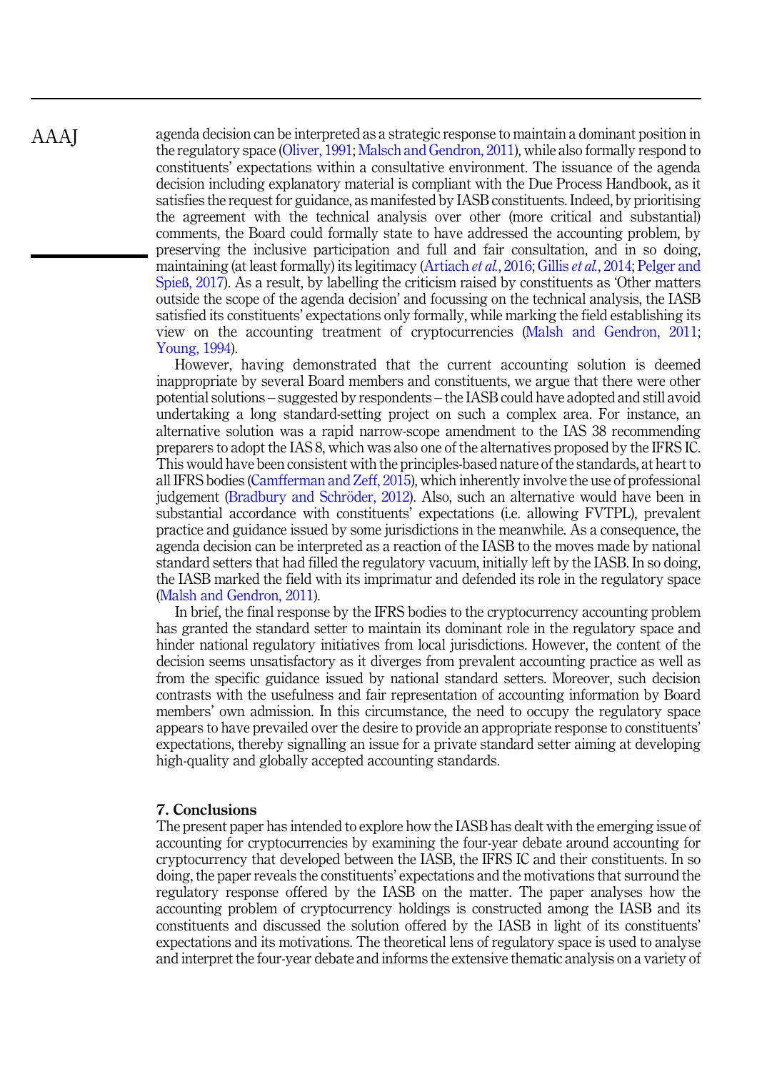agenda decision can be interpreted as a strategic response to maintain a dominant position in the regulatory space (Oliver, 1991; Malsch and Gendron, 2011), while also formally respond to constituents' expectations within a consultative environment. The issuance of the agenda decision including explanatory material is compliant with the Due Process Handbook, as it satisfies the request for guidance, as manifested by IASB constituents. Indeed, by prioritising the agreement with the technical analysis over other (more critical and substantial) comments, the Board could formally state to have addressed the accounting problem, by preserving the inclusive participation and full and fair consultation, and in so doing, maintaining (at least formally) its legitimacy (Artiach *et al.*, 2016; Gillis *et al.*, 2014; Pelger and Spieß, 2017). As a result, by labelling the criticism raised by constituents as 'Other matters outside the scope of the agenda decision' and focussing on the technical analysis, the IASB satisfied its constituents' expectations only formally, while marking the field establishing its view on the accounting treatment of cryptocurrencies (Malsh and Gendron, 2011; Young, 1994).

However, having demonstrated that the current accounting solution is deemed inappropriate by several Board members and constituents, we argue that there were other potential solutions – suggested by respondents – the IASB could have adopted and still avoid undertaking a long standard-setting project on such a complex area. For instance, an alternative solution was a rapid narrow-scope amendment to the IAS 38 recommending preparers to adopt the IAS 8, which was also one of the alternatives proposed by the IFRS IC. This would have been consistent with the principles-based nature of the standards, at heart to all IFRS bodies (Camfferman and Zeff, 2015), which inherently involve the use of professional judgement (Bradbury and Schröder, 2012). Also, such an alternative would have been in substantial accordance with constituents' expectations (i.e. allowing FVTPL), prevalent practice and guidance issued by some jurisdictions in the meanwhile. As a consequence, the agenda decision can be interpreted as a reaction of the IASB to the moves made by national standard setters that had filled the regulatory vacuum, initially left by the IASB. In so doing, the IASB marked the field with its imprimatur and defended its role in the regulatory space (Malsh and Gendron, 2011).

In brief, the final response by the IFRS bodies to the cryptocurrency accounting problem has granted the standard setter to maintain its dominant role in the regulatory space and hinder national regulatory initiatives from local jurisdictions. However, the content of the decision seems unsatisfactory as it diverges from prevalent accounting practice as well as from the specific guidance issued by national standard setters. Moreover, such decision contrasts with the usefulness and fair representation of accounting information by Board members' own admission. In this circumstance, the need to occupy the regulatory space appears to have prevailed over the desire to provide an appropriate response to constituents' expectations, thereby signalling an issue for a private standard setter aiming at developing high-quality and globally accepted accounting standards.

## 7. Conclusions

The present paper has intended to explore how the IASB has dealt with the emerging issue of accounting for cryptocurrencies by examining the four-year debate around accounting for cryptocurrency that developed between the IASB, the IFRS IC and their constituents. In so doing, the paper reveals the constituents' expectations and the motivations that surround the regulatory response offered by the IASB on the matter. The paper analyses how the accounting problem of cryptocurrency holdings is constructed among the IASB and its constituents and discussed the solution offered by the IASB in light of its constituents' expectations and its motivations. The theoretical lens of regulatory space is used to analyse and interpret the four-year debate and informs the extensive thematic analysis on a variety of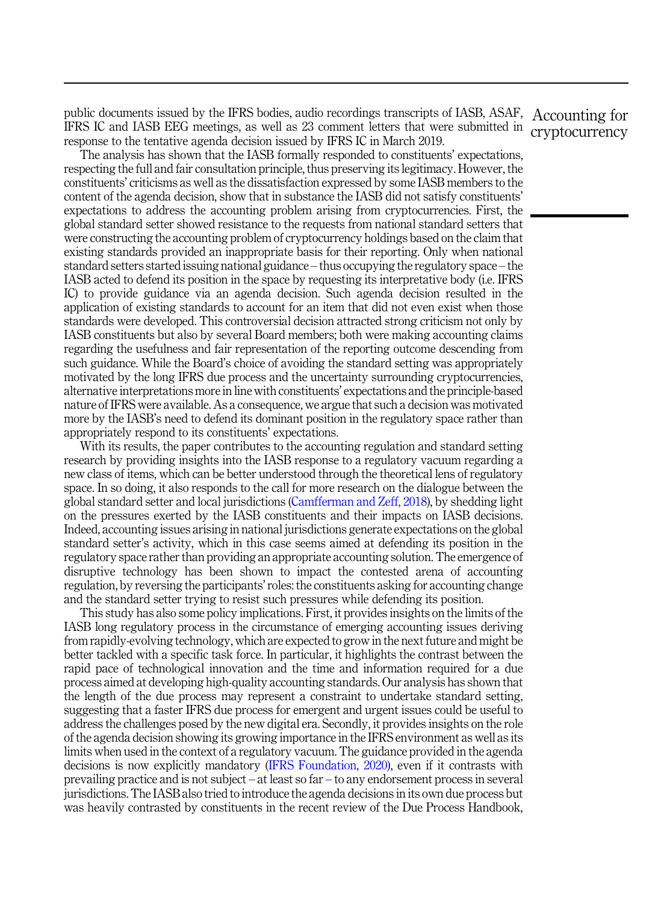public documents issued by the IFRS bodies, audio recordings transcripts of IASB, ASAF, IFRS IC and IASB EEG meetings, as well as 23 comment letters that were submitted in response to the tentative agenda decision issued by IFRS IC in March 2019.

The analysis has shown that the IASB formally responded to constituents' expectations, respecting the full and fair consultation principle, thus preserving its legitimacy. However, the constituents' criticisms as well as the dissatisfaction expressed by some IASB members to the content of the agenda decision, show that in substance the IASB did not satisfy constituents' expectations to address the accounting problem arising from cryptocurrencies. First, the global standard setter showed resistance to the requests from national standard setters that were constructing the accounting problem of cryptocurrency holdings based on the claim that existing standards provided an inappropriate basis for their reporting. Only when national standard setters started issuing national guidance – thus occupying the regulatory space – the IASB acted to defend its position in the space by requesting its interpretative body (i.e. IFRS IC) to provide guidance via an agenda decision. Such agenda decision resulted in the application of existing standards to account for an item that did not even exist when those standards were developed. This controversial decision attracted strong criticism not only by IASB constituents but also by several Board members; both were making accounting claims regarding the usefulness and fair representation of the reporting outcome descending from such guidance. While the Board's choice of avoiding the standard setting was appropriately motivated by the long IFRS due process and the uncertainty surrounding cryptocurrencies, alternative interpretations more in line with constituents' expectations and the principle-based nature of IFRS were available. As a consequence, we argue that such a decision was motivated more by the IASB's need to defend its dominant position in the regulatory space rather than appropriately respond to its constituents' expectations.

With its results, the paper contributes to the accounting regulation and standard setting research by providing insights into the IASB response to a regulatory vacuum regarding a new class of items, which can be better understood through the theoretical lens of regulatory space. In so doing, it also responds to the call for more research on the dialogue between the global standard setter and local jurisdictions (Camfferman and Zeff, 2018), by shedding light on the pressures exerted by the IASB constituents and their impacts on IASB decisions. Indeed, accounting issues arising in national jurisdictions generate expectations on the global standard setter's activity, which in this case seems aimed at defending its position in the regulatory space rather than providing an appropriate accounting solution. The emergence of disruptive technology has been shown to impact the contested arena of accounting regulation, by reversing the participants' roles: the constituents asking for accounting change and the standard setter trying to resist such pressures while defending its position.

This study has also some policy implications. First, it provides insights on the limits of the IASB long regulatory process in the circumstance of emerging accounting issues deriving from rapidly-evolving technology, which are expected to grow in the next future and might be better tackled with a specific task force. In particular, it highlights the contrast between the rapid pace of technological innovation and the time and information required for a due process aimed at developing high-quality accounting standards. Our analysis has shown that the length of the due process may represent a constraint to undertake standard setting, suggesting that a faster IFRS due process for emergent and urgent issues could be useful to address the challenges posed by the new digital era. Secondly, it provides insights on the role of the agenda decision showing its growing importance in the IFRS environment as well as its limits when used in the context of a regulatory vacuum. The guidance provided in the agenda decisions is now explicitly mandatory (IFRS Foundation, 2020), even if it contrasts with prevailing practice and is not subject – at least so far – to any endorsement process in several jurisdictions. The IASB also tried to introduce the agenda decisions in its own due process but was heavily contrasted by constituents in the recent review of the Due Process Handbook,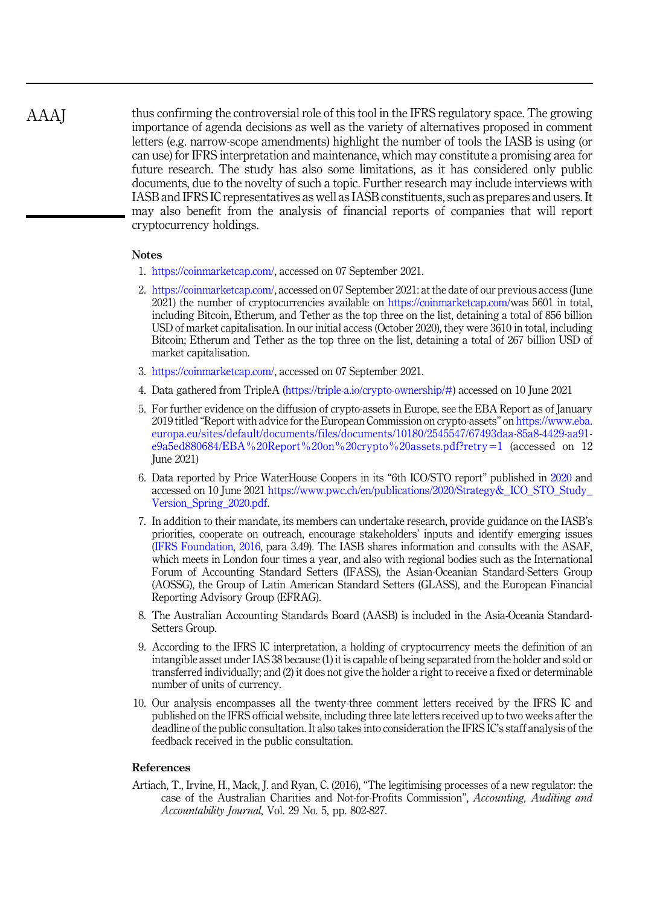thus confirming the controversial role of this tool in the IFRS regulatory space. The growing importance of agenda decisions as well as the variety of alternatives proposed in comment letters (e.g. narrow-scope amendments) highlight the number of tools the IASB is using (or can use) for IFRS interpretation and maintenance, which may constitute a promising area for future research. The study has also some limitations, as it has considered only public documents, due to the novelty of such a topic. Further research may include interviews with IASB and IFRS IC representatives as well as IASB constituents, such as prepares and users. It may also benefit from the analysis of financial reports of companies that will report cryptocurrency holdings.

## Notes

1. https://coinmarketcap.com/, accessed on 07 September 2021.
2. https://coinmarketcap.com/, accessed on 07 September 2021: at the date of our previous access (June 2021) the number of cryptocurrencies available on https://coinmarketcap.com/was 5601 in total, including Bitcoin, Etherum, and Tether as the top three on the list, detaining a total of 856 billion USD of market capitalisation. In our initial access (October 2020), they were 3610 in total, including Bitcoin; Etherum and Tether as the top three on the list, detaining a total of 267 billion USD of market capitalisation.
3. https://coinmarketcap.com/, accessed on 07 September 2021.
4. Data gathered from TripleA (https://triple-a.io/crypto-ownership/#) accessed on 10 June 2021
5. For further evidence on the diffusion of crypto-assets in Europe, see the EBA Report as of January 2019 titled "Report with advice for the European Commission on crypto-assets" on https://www.eba.europa.eu/sites/default/documents/files/documents/10180/2545547/67493daa-85a8-4429-aa91-e9a5ed880684/EBA%20Report%20on%20crypto%20assets.pdf?retry=1 (accessed on 12 June 2021)
6. Data reported by Price WaterHouse Coopers in its "6th ICO/STO report" published in 2020 and accessed on 10 June 2021 https://www.pwc.ch/en/publications/2020/Strategy&_ICO_STO_Study_Version_Spring_2020.pdf.
7. In addition to their mandate, its members can undertake research, provide guidance on the IASB's priorities, cooperate on outreach, encourage stakeholders' inputs and identify emerging issues (IFRS Foundation, 2016, para 3.49). The IASB shares information and consults with the ASAF, which meets in London four times a year, and also with regional bodies such as the International Forum of Accounting Standard Setters (IFASS), the Asian-Oceanian Standard-Setters Group (AOSSG), the Group of Latin American Standard Setters (GLASS), and the European Financial Reporting Advisory Group (EFRAG).
8. The Australian Accounting Standards Board (AASB) is included in the Asia-Oceania Standard-Setters Group.
9. According to the IFRS IC interpretation, a holding of cryptocurrency meets the definition of an intangible asset under IAS 38 because (1) it is capable of being separated from the holder and sold or transferred individually; and (2) it does not give the holder a right to receive a fixed or determinable number of units of currency.
10. Our analysis encompasses all the twenty-three comment letters received by the IFRS IC and published on the IFRS official website, including three late letters received up to two weeks after the deadline of the public consultation. It also takes into consideration the IFRS IC's staff analysis of the feedback received in the public consultation.

## References

Artiach, T., Irvine, H., Mack, J. and Ryan, C. (2016), "The legitimising processes of a new regulator: the case of the Australian Charities and Not-for-Profits Commission", *Accounting, Auditing and Accountability Journal*, Vol. 29 No. 5, pp. 802-827.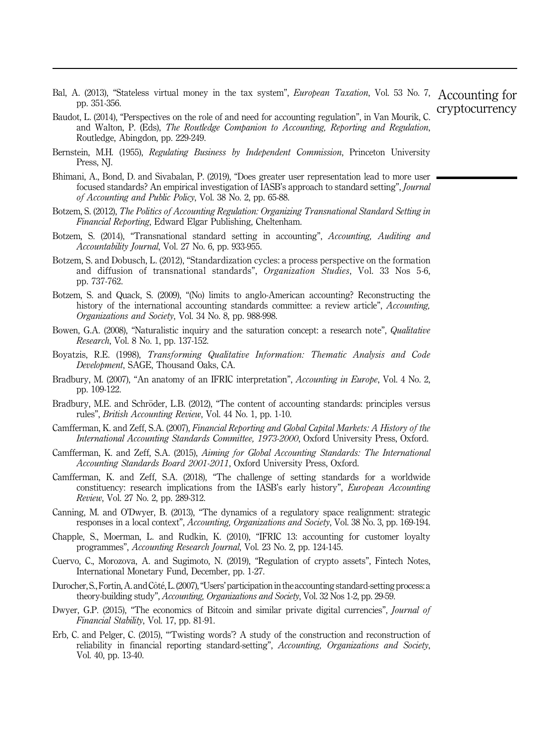Bal, A. (2013), "Stateless virtual money in the tax system", *European Taxation*, Vol. 53 No. 7, pp. 351-356.

Baudot, L. (2014), "Perspectives on the role of and need for accounting regulation", in Van Mourik, C. and Walton, P. (Eds), *The Routledge Companion to Accounting, Reporting and Regulation*, Routledge, Abingdon, pp. 229-249.

Bernstein, M.H. (1955), *Regulating Business by Independent Commission*, Princeton University Press, NJ.

Bhimani, A., Bond, D. and Sivabalan, P. (2019), "Does greater user representation lead to more user focused standards? An empirical investigation of IASB's approach to standard setting", *Journal of Accounting and Public Policy*, Vol. 38 No. 2, pp. 65-88.

Botzem, S. (2012), *The Politics of Accounting Regulation: Organizing Transnational Standard Setting in Financial Reporting*, Edward Elgar Publishing, Cheltenham.

Botzem, S. (2014), "Transnational standard setting in accounting", *Accounting, Auditing and Accountability Journal*, Vol. 27 No. 6, pp. 933-955.

Botzem, S. and Dobusch, L. (2012), "Standardization cycles: a process perspective on the formation and diffusion of transnational standards", *Organization Studies*, Vol. 33 Nos 5-6, pp. 737-762.

Botzem, S. and Quack, S. (2009), "(No) limits to anglo-American accounting? Reconstructing the history of the international accounting standards committee: a review article", *Accounting, Organizations and Society*, Vol. 34 No. 8, pp. 988-998.

Bowen, G.A. (2008), "Naturalistic inquiry and the saturation concept: a research note", *Qualitative Research*, Vol. 8 No. 1, pp. 137-152.

Boyatzis, R.E. (1998), *Transforming Qualitative Information: Thematic Analysis and Code Development*, SAGE, Thousand Oaks, CA.

Bradbury, M. (2007), "An anatomy of an IFRIC interpretation", *Accounting in Europe*, Vol. 4 No. 2, pp. 109-122.

Bradbury, M.E. and Schröder, L.B. (2012), "The content of accounting standards: principles versus rules", *British Accounting Review*, Vol. 44 No. 1, pp. 1-10.

Camfferman, K. and Zeff, S.A. (2007), *Financial Reporting and Global Capital Markets: A History of the International Accounting Standards Committee, 1973-2000*, Oxford University Press, Oxford.

Camfferman, K. and Zeff, S.A. (2015), *Aiming for Global Accounting Standards: The International Accounting Standards Board 2001-2011*, Oxford University Press, Oxford.

Camfferman, K. and Zeff, S.A. (2018), "The challenge of setting standards for a worldwide constituency: research implications from the IASB's early history", *European Accounting Review*, Vol. 27 No. 2, pp. 289-312.

Canning, M. and O'Dwyer, B. (2013), "The dynamics of a regulatory space realignment: strategic responses in a local context", *Accounting, Organizations and Society*, Vol. 38 No. 3, pp. 169-194.

Chapple, S., Moerman, L. and Rudkin, K. (2010), "IFRIC 13: accounting for customer loyalty programmes", *Accounting Research Journal*, Vol. 23 No. 2, pp. 124-145.

Cuervo, C., Morozova, A. and Sugimoto, N. (2019), "Regulation of crypto assets", Fintech Notes, International Monetary Fund, December, pp. 1-27.

Durocher, S., Fortin, A. and Côté, L. (2007), "Users' participation in the accounting standard-setting process: a theory-building study", *Accounting, Organizations and Society*, Vol. 32 Nos 1-2, pp. 29-59.

Dwyer, G.P. (2015), "The economics of Bitcoin and similar private digital currencies", *Journal of Financial Stability*, Vol. 17, pp. 81-91.

Erb, C. and Pelger, C. (2015), "'Twisting words'? A study of the construction and reconstruction of reliability in financial reporting standard-setting", *Accounting, Organizations and Society*, Vol. 40, pp. 13-40.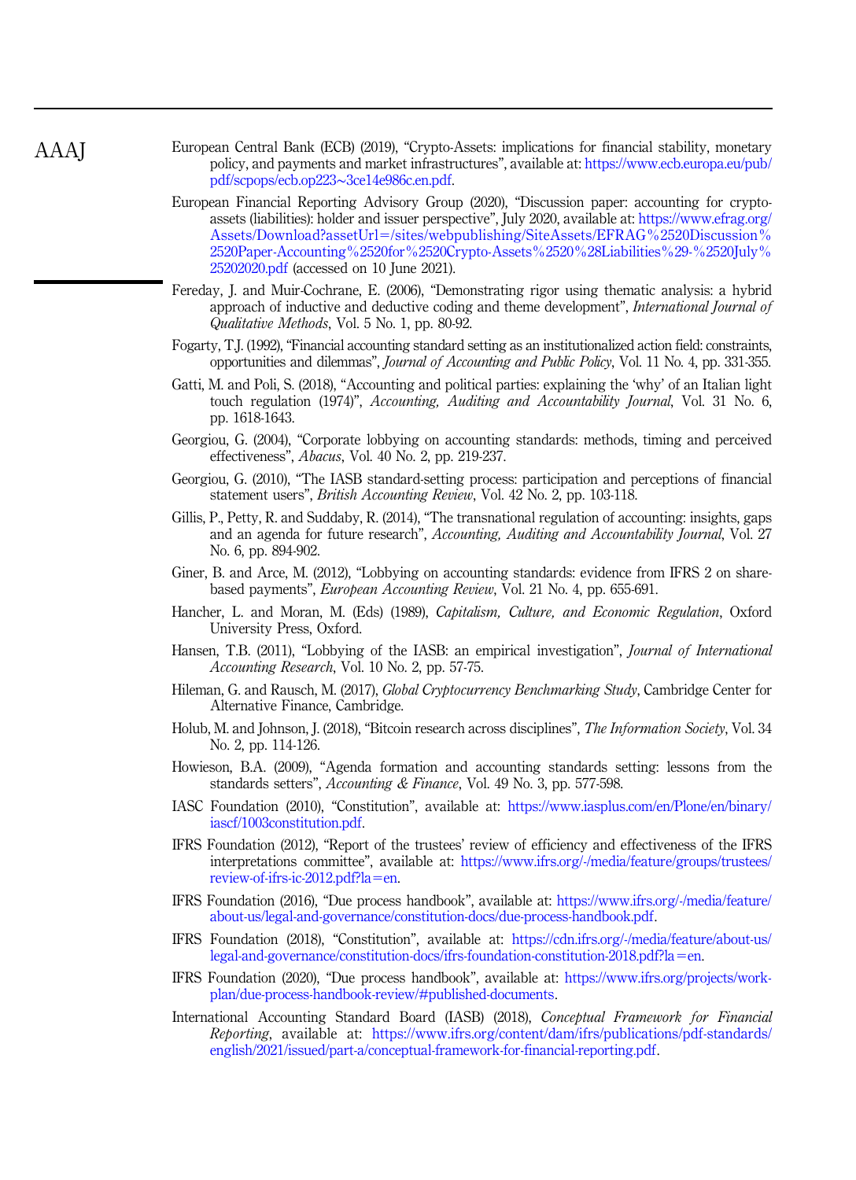European Central Bank (ECB) (2019), "Crypto-Assets: implications for financial stability, monetary policy, and payments and market infrastructures", available at: https://www.ecb.europa.eu/pub/pdf/scpops/ecb.op223~3ce14e986c.en.pdf.

European Financial Reporting Advisory Group (2020), "Discussion paper: accounting for crypto-assets (liabilities): holder and issuer perspective", July 2020, available at: https://www.efrag.org/Assets/Download?assetUrl=/sites/webpublishing/SiteAssets/EFRAG%2520Discussion%2520Paper-Accounting%2520for%2520Crypto-Assets%2520%28Liabilities%29-%2520July%25202020.pdf (accessed on 10 June 2021).

Fereday, J. and Muir-Cochrane, E. (2006), "Demonstrating rigor using thematic analysis: a hybrid approach of inductive and deductive coding and theme development", *International Journal of Qualitative Methods*, Vol. 5 No. 1, pp. 80-92.

Fogarty, T.J. (1992), "Financial accounting standard setting as an institutionalized action field: constraints, opportunities and dilemmas", *Journal of Accounting and Public Policy*, Vol. 11 No. 4, pp. 331-355.

Gatti, M. and Poli, S. (2018), "Accounting and political parties: explaining the 'why' of an Italian light touch regulation (1974)", *Accounting, Auditing and Accountability Journal*, Vol. 31 No. 6, pp. 1618-1643.

Georgiou, G. (2004), "Corporate lobbying on accounting standards: methods, timing and perceived effectiveness", *Abacus*, Vol. 40 No. 2, pp. 219-237.

Georgiou, G. (2010), "The IASB standard-setting process: participation and perceptions of financial statement users", *British Accounting Review*, Vol. 42 No. 2, pp. 103-118.

Gillis, P., Petty, R. and Suddaby, R. (2014), "The transnational regulation of accounting: insights, gaps and an agenda for future research", *Accounting, Auditing and Accountability Journal*, Vol. 27 No. 6, pp. 894-902.

Giner, B. and Arce, M. (2012), "Lobbying on accounting standards: evidence from IFRS 2 on share-based payments", *European Accounting Review*, Vol. 21 No. 4, pp. 655-691.

Hancher, L. and Moran, M. (Eds) (1989), *Capitalism, Culture, and Economic Regulation*, Oxford University Press, Oxford.

Hansen, T.B. (2011), "Lobbying of the IASB: an empirical investigation", *Journal of International Accounting Research*, Vol. 10 No. 2, pp. 57-75.

Hileman, G. and Rausch, M. (2017), *Global Cryptocurrency Benchmarking Study*, Cambridge Center for Alternative Finance, Cambridge.

Holub, M. and Johnson, J. (2018), "Bitcoin research across disciplines", *The Information Society*, Vol. 34 No. 2, pp. 114-126.

Howieson, B.A. (2009), "Agenda formation and accounting standards setting: lessons from the standards setters", *Accounting & Finance*, Vol. 49 No. 3, pp. 577-598.

IASC Foundation (2010), "Constitution", available at: https://www.iasplus.com/en/Plone/en/binary/iascf/1003constitution.pdf.

IFRS Foundation (2012), "Report of the trustees' review of efficiency and effectiveness of the IFRS interpretations committee", available at: https://www.ifrs.org/-/media/feature/groups/trustees/review-of-ifrs-ic-2012.pdf?la=en.

IFRS Foundation (2016), "Due process handbook", available at: https://www.ifrs.org/-/media/feature/about-us/legal-and-governance/constitution-docs/due-process-handbook.pdf.

IFRS Foundation (2018), "Constitution", available at: https://cdn.ifrs.org/-/media/feature/about-us/legal-and-governance/constitution-docs/ifrs-foundation-constitution-2018.pdf?la=en.

IFRS Foundation (2020), "Due process handbook", available at: https://www.ifrs.org/projects/work-plan/due-process-handbook-review/#published-documents.

International Accounting Standard Board (IASB) (2018), *Conceptual Framework for Financial Reporting*, available at: https://www.ifrs.org/content/dam/ifrs/publications/pdf-standards/english/2021/issued/part-a/conceptual-framework-for-financial-reporting.pdf.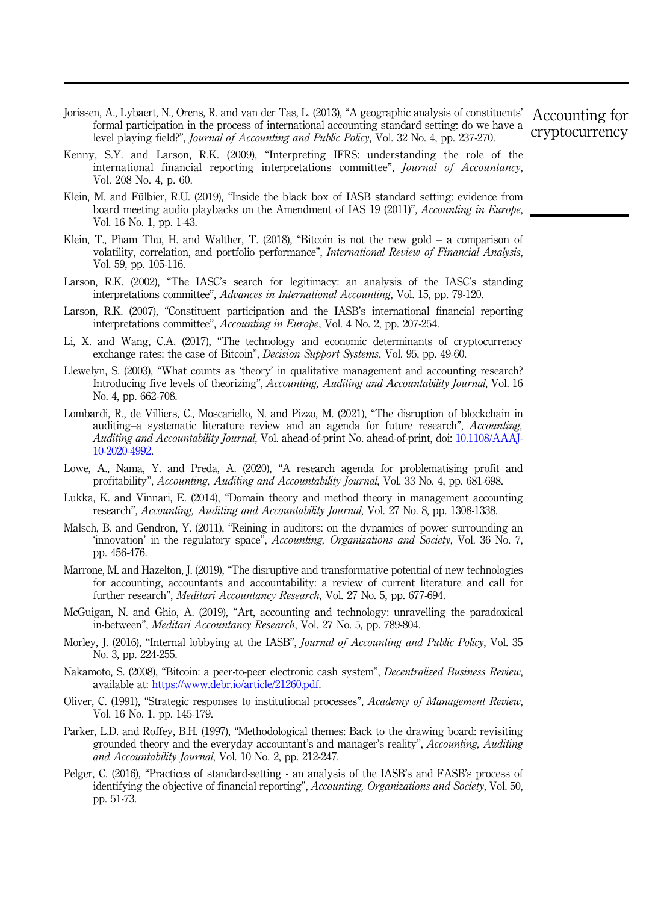Jorissen, A., Lybaert, N., Orens, R. and van der Tas, L. (2013), "A geographic analysis of constituents' formal participation in the process of international accounting standard setting: do we have a level playing field?", *Journal of Accounting and Public Policy*, Vol. 32 No. 4, pp. 237-270.

Kenny, S.Y. and Larson, R.K. (2009), "Interpreting IFRS: understanding the role of the international financial reporting interpretations committee", *Journal of Accountancy*, Vol. 208 No. 4, p. 60.

Klein, M. and Fülbier, R.U. (2019), "Inside the black box of IASB standard setting: evidence from board meeting audio playbacks on the Amendment of IAS 19 (2011)", *Accounting in Europe*, Vol. 16 No. 1, pp. 1-43.

Klein, T., Pham Thu, H. and Walther, T. (2018), "Bitcoin is not the new gold – a comparison of volatility, correlation, and portfolio performance", *International Review of Financial Analysis*, Vol. 59, pp. 105-116.

Larson, R.K. (2002), "The IASC's search for legitimacy: an analysis of the IASC's standing interpretations committee", *Advances in International Accounting*, Vol. 15, pp. 79-120.

Larson, R.K. (2007), "Constituent participation and the IASB's international financial reporting interpretations committee", *Accounting in Europe*, Vol. 4 No. 2, pp. 207-254.

Li, X. and Wang, C.A. (2017), "The technology and economic determinants of cryptocurrency exchange rates: the case of Bitcoin", *Decision Support Systems*, Vol. 95, pp. 49-60.

Llewelyn, S. (2003), "What counts as 'theory' in qualitative management and accounting research? Introducing five levels of theorizing", *Accounting, Auditing and Accountability Journal*, Vol. 16 No. 4, pp. 662-708.

Lombardi, R., de Villiers, C., Moscariello, N. and Pizzo, M. (2021), "The disruption of blockchain in auditing–a systematic literature review and an agenda for future research", *Accounting, Auditing and Accountability Journal*, Vol. ahead-of-print No. ahead-of-print, doi: 10.1108/AAAJ-10-2020-4992.

Lowe, A., Nama, Y. and Preda, A. (2020), "A research agenda for problematising profit and profitability", *Accounting, Auditing and Accountability Journal*, Vol. 33 No. 4, pp. 681-698.

Lukka, K. and Vinnari, E. (2014), "Domain theory and method theory in management accounting research", *Accounting, Auditing and Accountability Journal*, Vol. 27 No. 8, pp. 1308-1338.

Malsch, B. and Gendron, Y. (2011), "Reining in auditors: on the dynamics of power surrounding an 'innovation' in the regulatory space", *Accounting, Organizations and Society*, Vol. 36 No. 7, pp. 456-476.

Marrone, M. and Hazelton, J. (2019), "The disruptive and transformative potential of new technologies for accounting, accountants and accountability: a review of current literature and call for further research", *Meditari Accountancy Research*, Vol. 27 No. 5, pp. 677-694.

McGuigan, N. and Ghio, A. (2019), "Art, accounting and technology: unravelling the paradoxical in-between", *Meditari Accountancy Research*, Vol. 27 No. 5, pp. 789-804.

Morley, J. (2016), "Internal lobbying at the IASB", *Journal of Accounting and Public Policy*, Vol. 35 No. 3, pp. 224-255.

Nakamoto, S. (2008), "Bitcoin: a peer-to-peer electronic cash system", *Decentralized Business Review*, available at: https://www.debr.io/article/21260.pdf.

Oliver, C. (1991), "Strategic responses to institutional processes", *Academy of Management Review*, Vol. 16 No. 1, pp. 145-179.

Parker, L.D. and Roffey, B.H. (1997), "Methodological themes: Back to the drawing board: revisiting grounded theory and the everyday accountant's and manager's reality", *Accounting, Auditing and Accountability Journal*, Vol. 10 No. 2, pp. 212-247.

Pelger, C. (2016), "Practices of standard-setting - an analysis of the IASB's and FASB's process of identifying the objective of financial reporting", *Accounting, Organizations and Society*, Vol. 50, pp. 51-73.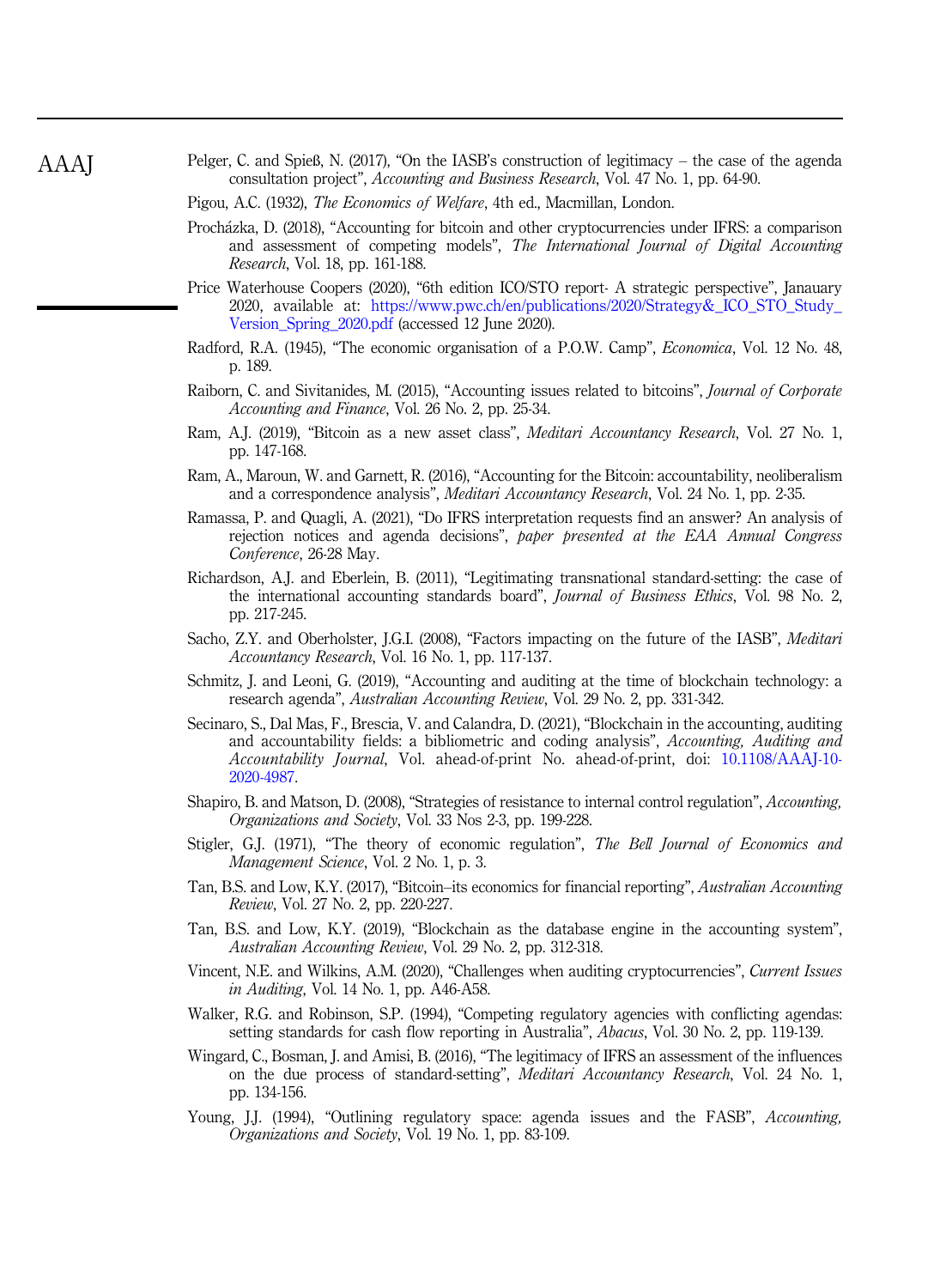Pelger, C. and Spieß, N. (2017), "On the IASB's construction of legitimacy – the case of the agenda consultation project", *Accounting and Business Research*, Vol. 47 No. 1, pp. 64-90.

Pigou, A.C. (1932), *The Economics of Welfare*, 4th ed., Macmillan, London.

Procházka, D. (2018), "Accounting for bitcoin and other cryptocurrencies under IFRS: a comparison and assessment of competing models", *The International Journal of Digital Accounting Research*, Vol. 18, pp. 161-188.

Price Waterhouse Coopers (2020), "6th edition ICO/STO report- A strategic perspective", Janauary 2020, available at: https://www.pwc.ch/en/publications/2020/Strategy&_ICO_STO_Study_Version_Spring_2020.pdf (accessed 12 June 2020).

Radford, R.A. (1945), "The economic organisation of a P.O.W. Camp", *Economica*, Vol. 12 No. 48, p. 189.

Raiborn, C. and Sivitanides, M. (2015), "Accounting issues related to bitcoins", *Journal of Corporate Accounting and Finance*, Vol. 26 No. 2, pp. 25-34.

Ram, A.J. (2019), "Bitcoin as a new asset class", *Meditari Accountancy Research*, Vol. 27 No. 1, pp. 147-168.

Ram, A., Maroun, W. and Garnett, R. (2016), "Accounting for the Bitcoin: accountability, neoliberalism and a correspondence analysis", *Meditari Accountancy Research*, Vol. 24 No. 1, pp. 2-35.

Ramassa, P. and Quagli, A. (2021), "Do IFRS interpretation requests find an answer? An analysis of rejection notices and agenda decisions", *paper presented at the EAA Annual Congress Conference*, 26-28 May.

Richardson, A.J. and Eberlein, B. (2011), "Legitimating transnational standard-setting: the case of the international accounting standards board", *Journal of Business Ethics*, Vol. 98 No. 2, pp. 217-245.

Sacho, Z.Y. and Oberholster, J.G.I. (2008), "Factors impacting on the future of the IASB", *Meditari Accountancy Research*, Vol. 16 No. 1, pp. 117-137.

Schmitz, J. and Leoni, G. (2019), "Accounting and auditing at the time of blockchain technology: a research agenda", *Australian Accounting Review*, Vol. 29 No. 2, pp. 331-342.

Secinaro, S., Dal Mas, F., Brescia, V. and Calandra, D. (2021), "Blockchain in the accounting, auditing and accountability fields: a bibliometric and coding analysis", *Accounting, Auditing and Accountability Journal*, Vol. ahead-of-print No. ahead-of-print, doi: 10.1108/AAAJ-10-2020-4987.

Shapiro, B. and Matson, D. (2008), "Strategies of resistance to internal control regulation", *Accounting, Organizations and Society*, Vol. 33 Nos 2-3, pp. 199-228.

Stigler, G.J. (1971), "The theory of economic regulation", *The Bell Journal of Economics and Management Science*, Vol. 2 No. 1, p. 3.

Tan, B.S. and Low, K.Y. (2017), "Bitcoin–its economics for financial reporting", *Australian Accounting Review*, Vol. 27 No. 2, pp. 220-227.

Tan, B.S. and Low, K.Y. (2019), "Blockchain as the database engine in the accounting system", *Australian Accounting Review*, Vol. 29 No. 2, pp. 312-318.

Vincent, N.E. and Wilkins, A.M. (2020), "Challenges when auditing cryptocurrencies", *Current Issues in Auditing*, Vol. 14 No. 1, pp. A46-A58.

Walker, R.G. and Robinson, S.P. (1994), "Competing regulatory agencies with conflicting agendas: setting standards for cash flow reporting in Australia", *Abacus*, Vol. 30 No. 2, pp. 119-139.

Wingard, C., Bosman, J. and Amisi, B. (2016), "The legitimacy of IFRS an assessment of the influences on the due process of standard-setting", *Meditari Accountancy Research*, Vol. 24 No. 1, pp. 134-156.

Young, J.J. (1994), "Outlining regulatory space: agenda issues and the FASB", *Accounting, Organizations and Society*, Vol. 19 No. 1, pp. 83-109.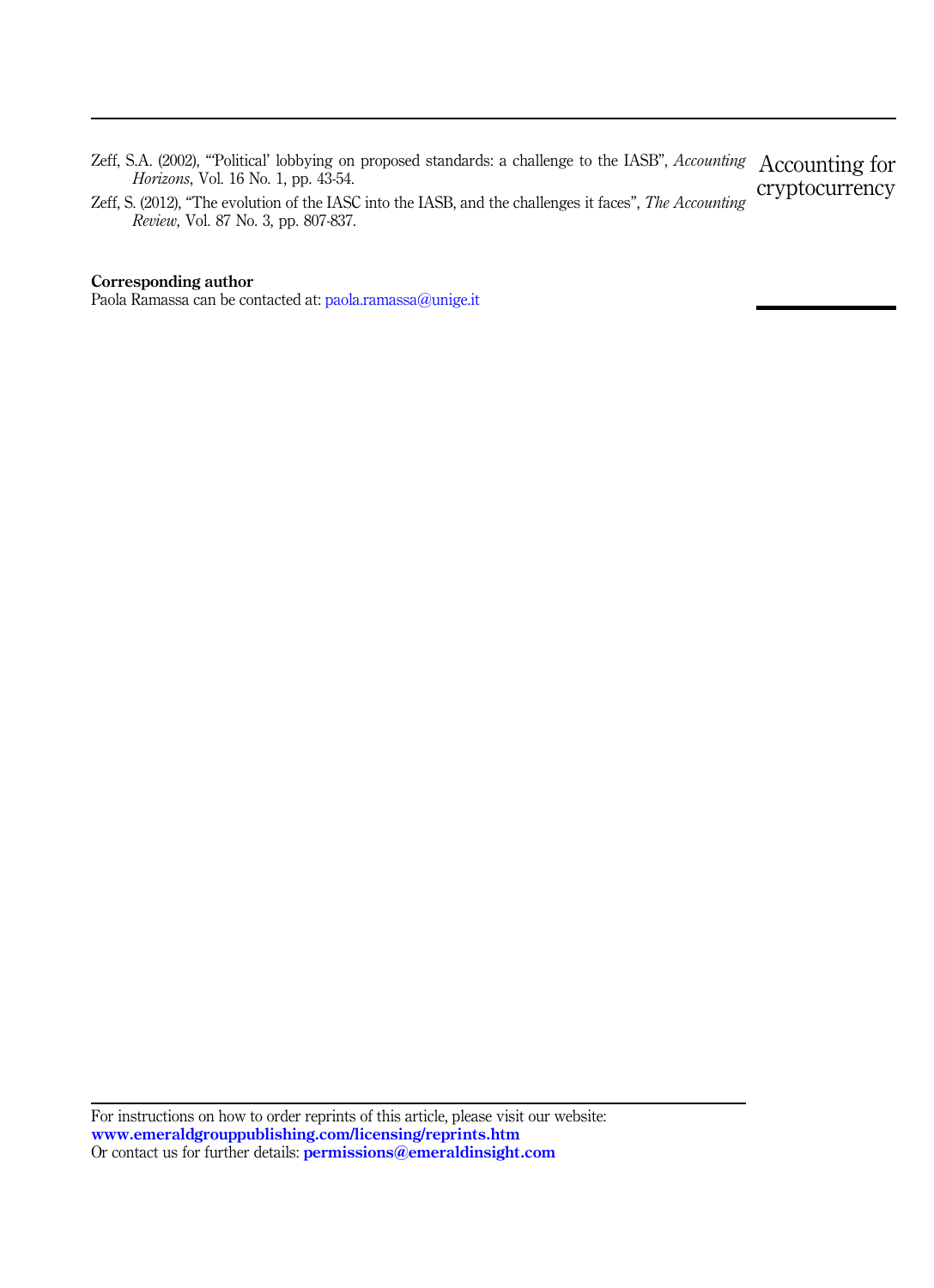Zeff, S.A. (2002), "'Political' lobbying on proposed standards: a challenge to the IASB", *Accounting Horizons*, Vol. 16 No. 1, pp. 43-54.

Zeff, S. (2012), "The evolution of the IASC into the IASB, and the challenges it faces", *The Accounting Review*, Vol. 87 No. 3, pp. 807-837.

**Corresponding author**
Paola Ramassa can be contacted at: paola.ramassa@unige.it

For instructions on how to order reprints of this article, please visit our website:
**www.emeraldgrouppublishing.com/licensing/reprints.htm**
Or contact us for further details: **permissions@emeraldinsight.com**